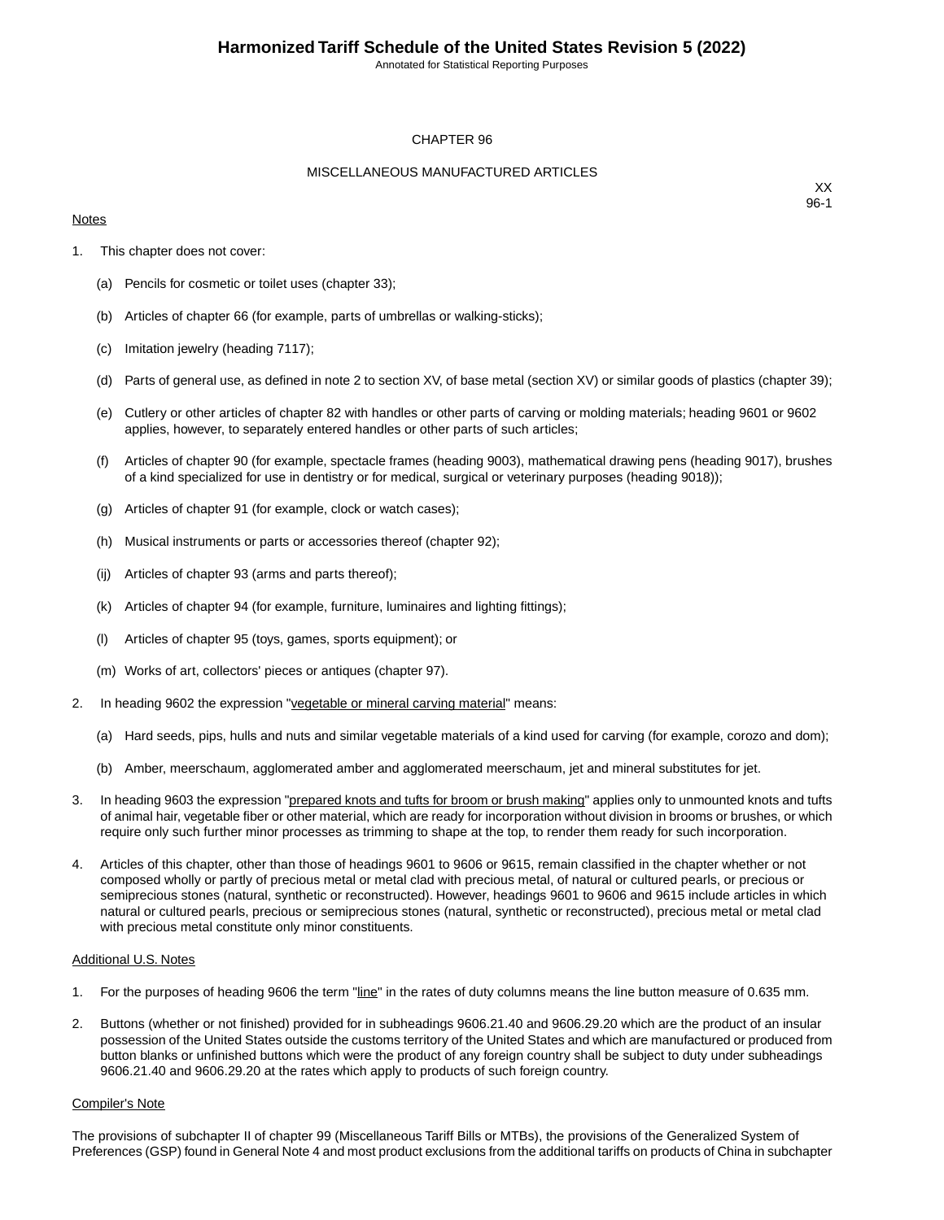# Harmonized Tariff Schedule of the United States Revision 5 (2022)

Annotated for Statistical Reporting Purposes

## CHAPTER 96

## MISCELLANEOUS MANUFACTURED ARTICLES

XX
96-1

Notes

1. This chapter does not cover:

   (a) Pencils for cosmetic or toilet uses (chapter 33);

   (b) Articles of chapter 66 (for example, parts of umbrellas or walking-sticks);

   (c) Imitation jewelry (heading 7117);

   (d) Parts of general use, as defined in note 2 to section XV, of base metal (section XV) or similar goods of plastics (chapter 39);

   (e) Cutlery or other articles of chapter 82 with handles or other parts of carving or molding materials; heading 9601 or 9602 applies, however, to separately entered handles or other parts of such articles;

   (f) Articles of chapter 90 (for example, spectacle frames (heading 9003), mathematical drawing pens (heading 9017), brushes of a kind specialized for use in dentistry or for medical, surgical or veterinary purposes (heading 9018));

   (g) Articles of chapter 91 (for example, clock or watch cases);

   (h) Musical instruments or parts or accessories thereof (chapter 92);

   (ij) Articles of chapter 93 (arms and parts thereof);

   (k) Articles of chapter 94 (for example, furniture, luminaires and lighting fittings);

   (l) Articles of chapter 95 (toys, games, sports equipment); or

   (m) Works of art, collectors' pieces or antiques (chapter 97).

2. In heading 9602 the expression "vegetable or mineral carving material" means:

   (a) Hard seeds, pips, hulls and nuts and similar vegetable materials of a kind used for carving (for example, corozo and dom);

   (b) Amber, meerschaum, agglomerated amber and agglomerated meerschaum, jet and mineral substitutes for jet.

3. In heading 9603 the expression "prepared knots and tufts for broom or brush making" applies only to unmounted knots and tufts of animal hair, vegetable fiber or other material, which are ready for incorporation without division in brooms or brushes, or which require only such further minor processes as trimming to shape at the top, to render them ready for such incorporation.

4. Articles of this chapter, other than those of headings 9601 to 9606 or 9615, remain classified in the chapter whether or not composed wholly or partly of precious metal or metal clad with precious metal, of natural or cultured pearls, or precious or semiprecious stones (natural, synthetic or reconstructed). However, headings 9601 to 9606 and 9615 include articles in which natural or cultured pearls, precious or semiprecious stones (natural, synthetic or reconstructed), precious metal or metal clad with precious metal constitute only minor constituents.

Additional U.S. Notes

1. For the purposes of heading 9606 the term "line" in the rates of duty columns means the line button measure of 0.635 mm.

2. Buttons (whether or not finished) provided for in subheadings 9606.21.40 and 9606.29.20 which are the product of an insular possession of the United States outside the customs territory of the United States and which are manufactured or produced from button blanks or unfinished buttons which were the product of any foreign country shall be subject to duty under subheadings 9606.21.40 and 9606.29.20 at the rates which apply to products of such foreign country.

Compiler's Note

The provisions of subchapter II of chapter 99 (Miscellaneous Tariff Bills or MTBs), the provisions of the Generalized System of Preferences (GSP) found in General Note 4 and most product exclusions from the additional tariffs on products of China in subchapter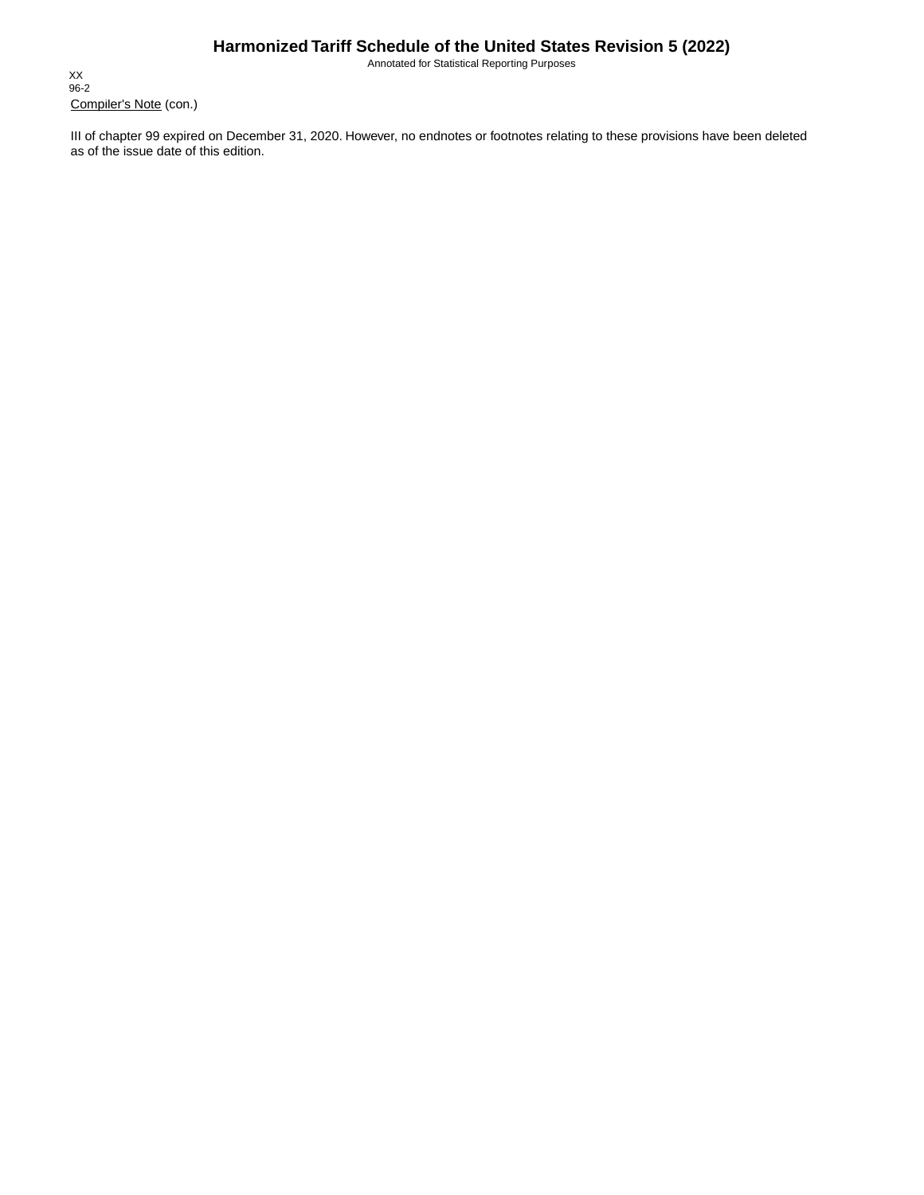Compiler's Note (con.)

III of chapter 99 expired on December 31, 2020. However, no endnotes or footnotes relating to these provisions have been deleted as of the issue date of this edition.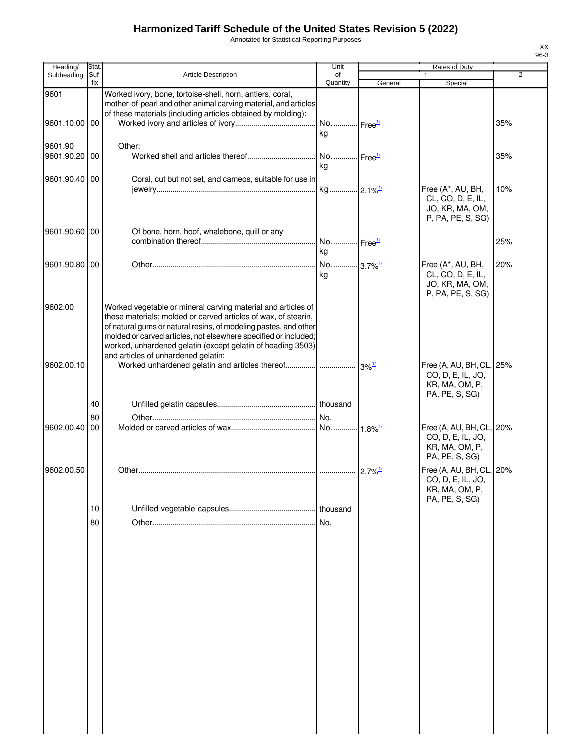# Harmonized Tariff Schedule of the United States Revision 5 (2022)

Annotated for Statistical Reporting Purposes

XX
96-3

| Heading/ Subheading | Stat. Suf- fix | Article Description | Unit of Quantity | Rates of Duty 1 General | Special | 2 |
|---|---|---|---|---|---|---|
| 9601 | | Worked ivory, bone, tortoise-shell, horn, antlers, coral, mother-of-pearl and other animal carving material, and articles of these materials (including articles obtained by molding): | | | | |
| 9601.10.00 | 00 | Worked ivory and articles of ivory | No. kg | Free[1/] | | 35% |
| 9601.90 | | Other: | | | | |
| 9601.90.20 | 00 | Worked shell and articles thereof | No. kg | Free[1/] | | 35% |
| 9601.90.40 | 00 | Coral, cut but not set, and cameos, suitable for use in jewelry | kg | 2.1%[1/] | Free (A*, AU, BH, CL, CO, D, E, IL, JO, KR, MA, OM, P, PA, PE, S, SG) | 10% |
| 9601.90.60 | 00 | Of bone, horn, hoof, whalebone, quill or any combination thereof | No. kg | Free[1/] | | 25% |
| 9601.90.80 | 00 | Other | No. kg | 3.7%[1/] | Free (A*, AU, BH, CL, CO, D, E, IL, JO, KR, MA, OM, P, PA, PE, S, SG) | 20% |
| 9602.00 | | Worked vegetable or mineral carving material and articles of these materials; molded or carved articles of wax, of stearin, of natural gums or natural resins, of modeling pastes, and other molded or carved articles, not elsewhere specified or included; worked, unhardened gelatin (except gelatin of heading 3503) and articles of unhardened gelatin: | | | | |
| 9602.00.10 | | Worked unhardened gelatin and articles thereof | | 3%[1/] | Free (A, AU, BH, CL, CO, D, E, IL, JO, KR, MA, OM, P, PA, PE, S, SG) | 25% |
| | 40 | Unfilled gelatin capsules | thousand | | | |
| | 80 | Other | No. | | | |
| 9602.00.40 | 00 | Molded or carved articles of wax | No. | 1.8%[1/] | Free (A, AU, BH, CL, CO, D, E, IL, JO, KR, MA, OM, P, PA, PE, S, SG) | 20% |
| 9602.00.50 | | Other | | 2.7%[1/] | Free (A, AU, BH, CL, CO, D, E, IL, JO, KR, MA, OM, P, PA, PE, S, SG) | 20% |
| | 10 | Unfilled vegetable capsules | thousand | | | |
| | 80 | Other | No. | | | |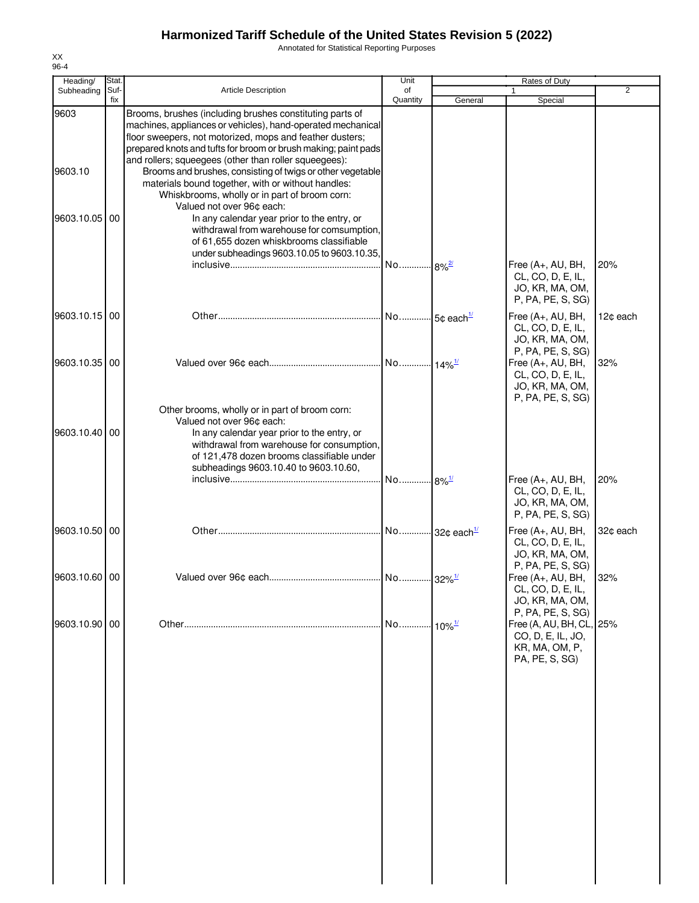# Harmonized Tariff Schedule of the United States Revision 5 (2022)

Annotated for Statistical Reporting Purposes

| Heading/ Subheading | Stat. Suf- fix | Article Description | Unit of Quantity | Rates of Duty 1 General | Special | 2 |
|---|---|---|---|---|---|---|
| 9603 | | Brooms, brushes (including brushes constituting parts of machines, appliances or vehicles), hand-operated mechanical floor sweepers, not motorized, mops and feather dusters; prepared knots and tufts for broom or brush making; paint pads and rollers; squeegees (other than roller squeegees): | | | | |
| 9603.10 | | Brooms and brushes, consisting of twigs or other vegetable materials bound together, with or without handles: | | | | |
| | | Whiskbrooms, wholly or in part of broom corn: | | | | |
| | | Valued not over 96¢ each: | | | | |
| 9603.10.05 | 00 | In any calendar year prior to the entry, or withdrawal from warehouse for comsumption, of 61,655 dozen whiskbrooms classifiable under subheadings 9603.10.05 to 9603.10.35, inclusive | No. | 8%[2/] | Free (A+, AU, BH, CL, CO, D, E, IL, JO, KR, MA, OM, P, PA, PE, S, SG) | 20% |
| 9603.10.15 | 00 | Other | No. | 5¢ each[1/] | Free (A+, AU, BH, CL, CO, D, E, IL, JO, KR, MA, OM, P, PA, PE, S, SG) | 12¢ each |
| 9603.10.35 | 00 | Valued over 96¢ each | No. | 14%[1/] | Free (A+, AU, BH, CL, CO, D, E, IL, JO, KR, MA, OM, P, PA, PE, S, SG) | 32% |
| | | Other brooms, wholly or in part of broom corn: | | | | |
| | | Valued not over 96¢ each: | | | | |
| 9603.10.40 | 00 | In any calendar year prior to the entry, or withdrawal from warehouse for consumption, of 121,478 dozen brooms classifiable under subheadings 9603.10.40 to 9603.10.60, inclusive | No. | 8%[1/] | Free (A+, AU, BH, CL, CO, D, E, IL, JO, KR, MA, OM, P, PA, PE, S, SG) | 20% |
| 9603.10.50 | 00 | Other | No. | 32¢ each[1/] | Free (A+, AU, BH, CL, CO, D, E, IL, JO, KR, MA, OM, P, PA, PE, S, SG) | 32¢ each |
| 9603.10.60 | 00 | Valued over 96¢ each | No. | 32%[1/] | Free (A+, AU, BH, CL, CO, D, E, IL, JO, KR, MA, OM, P, PA, PE, S, SG) | 32% |
| 9603.10.90 | 00 | Other | No. | 10%[1/] | Free (A, AU, BH, CL, CO, D, E, IL, JO, KR, MA, OM, P, PA, PE, S, SG) | 25% |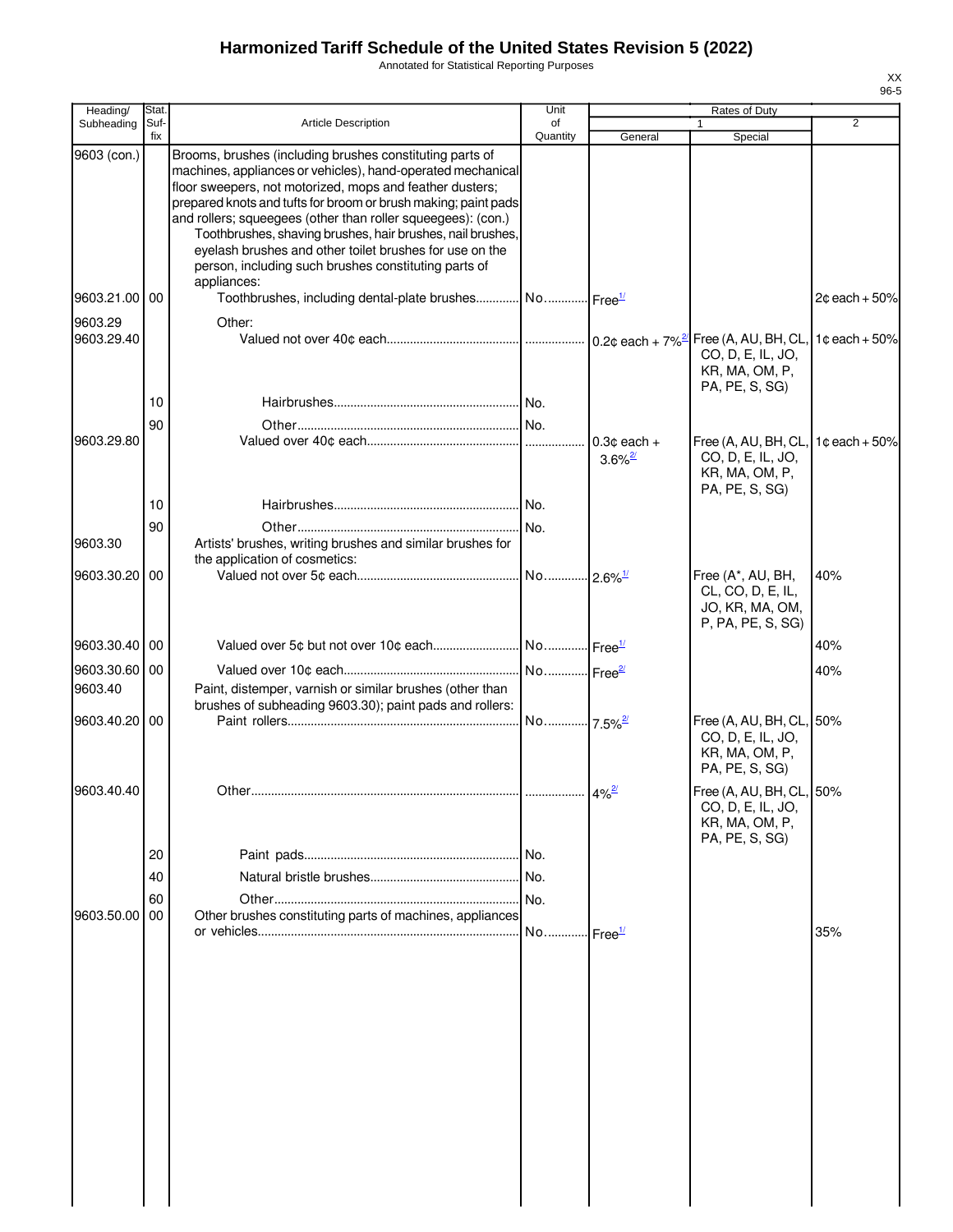# Harmonized Tariff Schedule of the United States Revision 5 (2022)

Annotated for Statistical Reporting Purposes

XX
96-5

| Heading/ Subheading | Stat. Suf- fix | Article Description | Unit of Quantity | Rates of Duty 1 General | Rates of Duty 1 Special | Rates of Duty 2 |
|---|---|---|---|---|---|---|
| 9603 (con.) | | Brooms, brushes (including brushes constituting parts of machines, appliances or vehicles), hand-operated mechanical floor sweepers, not motorized, mops and feather dusters; prepared knots and tufts for broom or brush making; paint pads and rollers; squeegees (other than roller squeegees): (con.) | | | | |
| | | Toothbrushes, shaving brushes, hair brushes, nail brushes, eyelash brushes and other toilet brushes for use on the person, including such brushes constituting parts of appliances: | | | | |
| 9603.21.00 | 00 | Toothbrushes, including dental-plate brushes | No. | Free[1/] | | 2¢ each + 50% |
| 9603.29 | | Other: | | | | |
| 9603.29.40 | | Valued not over 40¢ each | | 0.2¢ each + 7%[2/] | Free (A, AU, BH, CL, CO, D, E, IL, JO, KR, MA, OM, P, PA, PE, S, SG) | 1¢ each + 50% |
| | 10 | Hairbrushes | No. | | | |
| | 90 | Other | No. | | | |
| 9603.29.80 | | Valued over 40¢ each | | 0.3¢ each + 3.6%[2/] | Free (A, AU, BH, CL, CO, D, E, IL, JO, KR, MA, OM, P, PA, PE, S, SG) | 1¢ each + 50% |
| | 10 | Hairbrushes | No. | | | |
| | 90 | Other | No. | | | |
| 9603.30 | | Artists' brushes, writing brushes and similar brushes for the application of cosmetics: | | | | |
| 9603.30.20 | 00 | Valued not over 5¢ each | No. | 2.6%[1/] | Free (A*, AU, BH, CL, CO, D, E, IL, JO, KR, MA, OM, P, PA, PE, S, SG) | 40% |
| 9603.30.40 | 00 | Valued over 5¢ but not over 10¢ each | No. | Free[1/] | | 40% |
| 9603.30.60 | 00 | Valued over 10¢ each | No. | Free[2/] | | 40% |
| 9603.40 | | Paint, distemper, varnish or similar brushes (other than brushes of subheading 9603.30); paint pads and rollers: | | | | |
| 9603.40.20 | 00 | Paint rollers | No. | 7.5%[2/] | Free (A, AU, BH, CL, CO, D, E, IL, JO, KR, MA, OM, P, PA, PE, S, SG) | 50% |
| 9603.40.40 | | Other | | 4%[2/] | Free (A, AU, BH, CL, CO, D, E, IL, JO, KR, MA, OM, P, PA, PE, S, SG) | 50% |
| | 20 | Paint pads | No. | | | |
| | 40 | Natural bristle brushes | No. | | | |
| | 60 | Other | No. | | | |
| 9603.50.00 | 00 | Other brushes constituting parts of machines, appliances or vehicles | No. | Free[1/] | | 35% |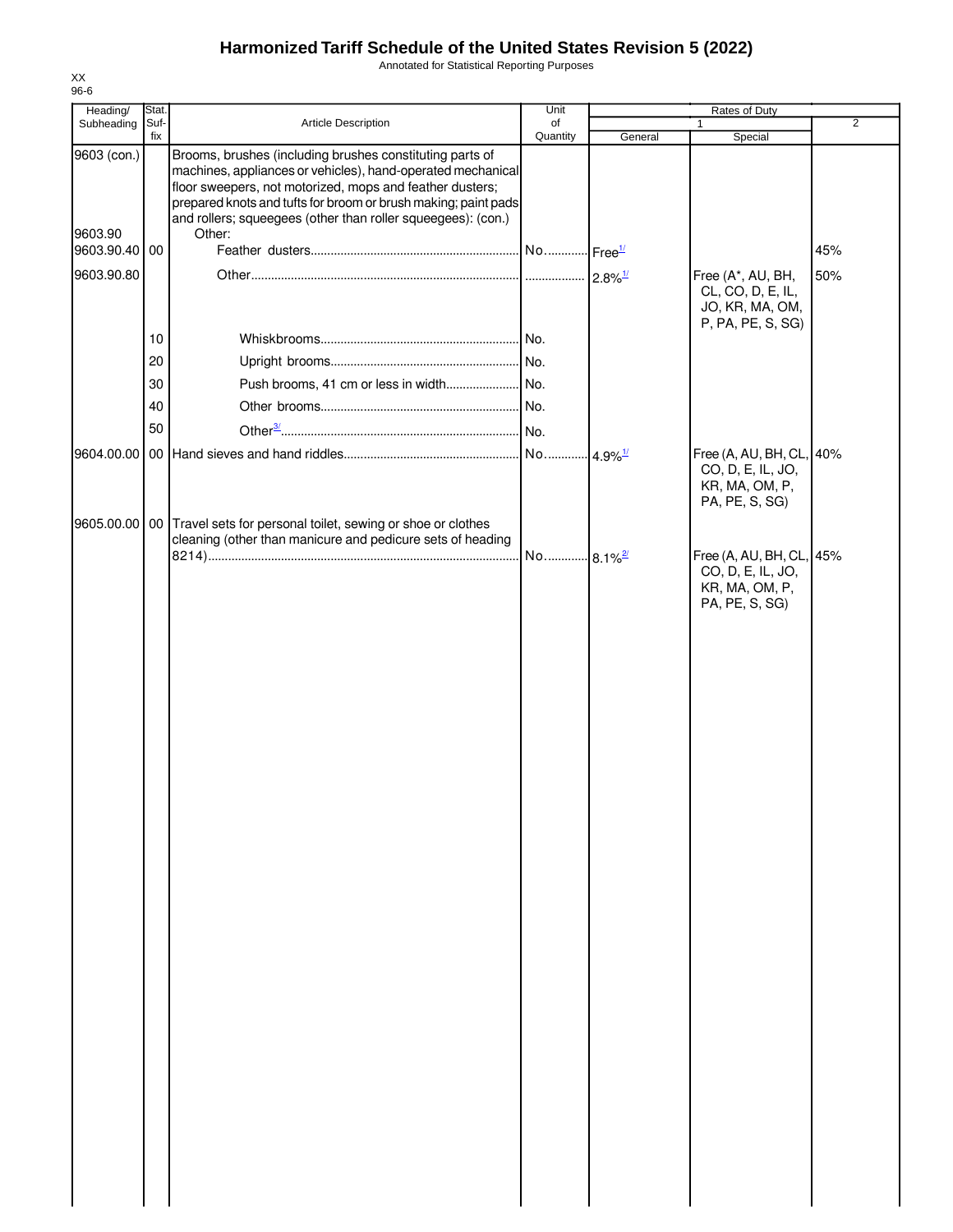# Harmonized Tariff Schedule of the United States Revision 5 (2022)

Annotated for Statistical Reporting Purposes

XX
96-6

| Heading/ Subheading | Stat. Suf- fix | Article Description | Unit of Quantity | Rates of Duty 1 General | Special | 2 |
|---|---|---|---|---|---|---|
| 9603 (con.) | | Brooms, brushes (including brushes constituting parts of machines, appliances or vehicles), hand-operated mechanical floor sweepers, not motorized, mops and feather dusters; prepared knots and tufts for broom or brush making; paint pads and rollers; squeegees (other than roller squeegees): (con.) | | | | |
| 9603.90 | | Other: | | | | |
| 9603.90.40 | 00 | Feather dusters | No. | Free[1/] | | 45% |
| 9603.90.80 | | Other | | 2.8%[1/] | Free (A*, AU, BH, CL, CO, D, E, IL, JO, KR, MA, OM, P, PA, PE, S, SG) | 50% |
| | 10 | Whiskbrooms | No. | | | |
| | 20 | Upright brooms | No. | | | |
| | 30 | Push brooms, 41 cm or less in width | No. | | | |
| | 40 | Other brooms | No. | | | |
| | 50 | Other[3/] | No. | | | |
| 9604.00.00 | 00 | Hand sieves and hand riddles | No. | 4.9%[1/] | Free (A, AU, BH, CL, CO, D, E, IL, JO, KR, MA, OM, P, PA, PE, S, SG) | 40% |
| 9605.00.00 | 00 | Travel sets for personal toilet, sewing or shoe or clothes cleaning (other than manicure and pedicure sets of heading 8214) | No. | 8.1%[2/] | Free (A, AU, BH, CL, CO, D, E, IL, JO, KR, MA, OM, P, PA, PE, S, SG) | 45% |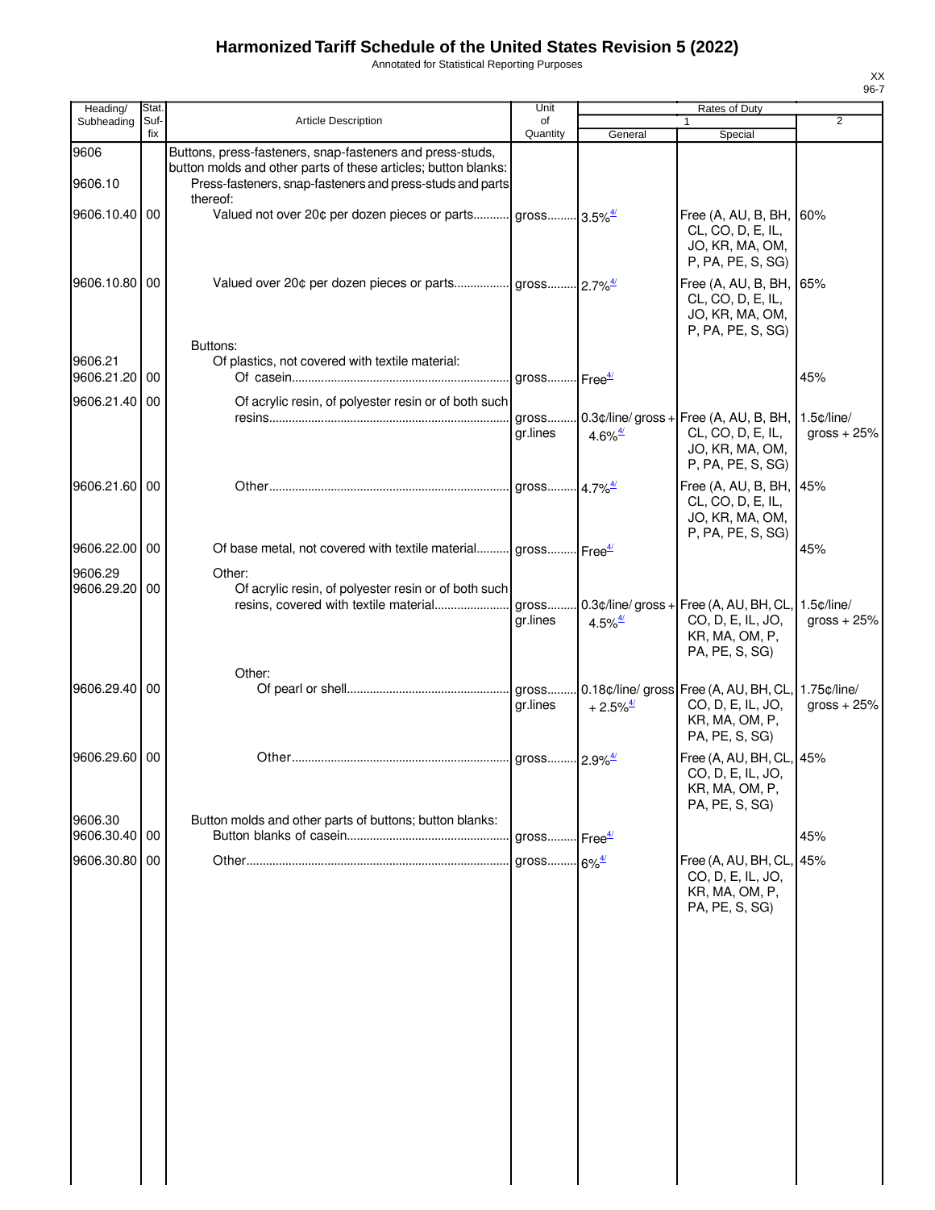# Harmonized Tariff Schedule of the United States Revision 5 (2022)

Annotated for Statistical Reporting Purposes

| Heading/ Subheading | Stat. Suf- fix | Article Description | Unit of Quantity | Rates of Duty 1 General | Special | 2 |
|---|---|---|---|---|---|---|
| 9606 | | Buttons, press-fasteners, snap-fasteners and press-studs, button molds and other parts of these articles; button blanks: | | | | |
| 9606.10 | | Press-fasteners, snap-fasteners and press-studs and parts thereof: | | | | |
| 9606.10.40 | 00 | Valued not over 20¢ per dozen pieces or parts | gross | 3.5%4/ | Free (A, AU, B, BH, CL, CO, D, E, IL, JO, KR, MA, OM, P, PA, PE, S, SG) | 60% |
| 9606.10.80 | 00 | Valued over 20¢ per dozen pieces or parts | gross | 2.7%4/ | Free (A, AU, B, BH, CL, CO, D, E, IL, JO, KR, MA, OM, P, PA, PE, S, SG) | 65% |
| | | Buttons: | | | | |
| 9606.21 | | Of plastics, not covered with textile material: | | | | |
| 9606.21.20 | 00 | Of casein | gross | Free4/ | | 45% |
| 9606.21.40 | 00 | Of acrylic resin, of polyester resin or of both such resins | gross gr.lines | 0.3¢/line/ gross + 4.6%4/ | Free (A, AU, B, BH, CL, CO, D, E, IL, JO, KR, MA, OM, P, PA, PE, S, SG) | 1.5¢/line/ gross + 25% |
| 9606.21.60 | 00 | Other | gross | 4.7%4/ | Free (A, AU, B, BH, CL, CO, D, E, IL, JO, KR, MA, OM, P, PA, PE, S, SG) | 45% |
| 9606.22.00 | 00 | Of base metal, not covered with textile material | gross | Free4/ | | 45% |
| 9606.29 | | Other: | | | | |
| 9606.29.20 | 00 | Of acrylic resin, of polyester resin or of both such resins, covered with textile material | gross gr.lines | 0.3¢/line/ gross + 4.5%4/ | Free (A, AU, BH, CL, CO, D, E, IL, JO, KR, MA, OM, P, PA, PE, S, SG) | 1.5¢/line/ gross + 25% |
| | | Other: | | | | |
| 9606.29.40 | 00 | Of pearl or shell | gross gr.lines | 0.18¢/line/ gross + 2.5%4/ | Free (A, AU, BH, CL, CO, D, E, IL, JO, KR, MA, OM, P, PA, PE, S, SG) | 1.75¢/line/ gross + 25% |
| 9606.29.60 | 00 | Other | gross | 2.9%4/ | Free (A, AU, BH, CL, CO, D, E, IL, JO, KR, MA, OM, P, PA, PE, S, SG) | 45% |
| 9606.30 | | Button molds and other parts of buttons; button blanks: | | | | |
| 9606.30.40 | 00 | Button blanks of casein | gross | Free4/ | | 45% |
| 9606.30.80 | 00 | Other | gross | 6%4/ | Free (A, AU, BH, CL, CO, D, E, IL, JO, KR, MA, OM, P, PA, PE, S, SG) | 45% |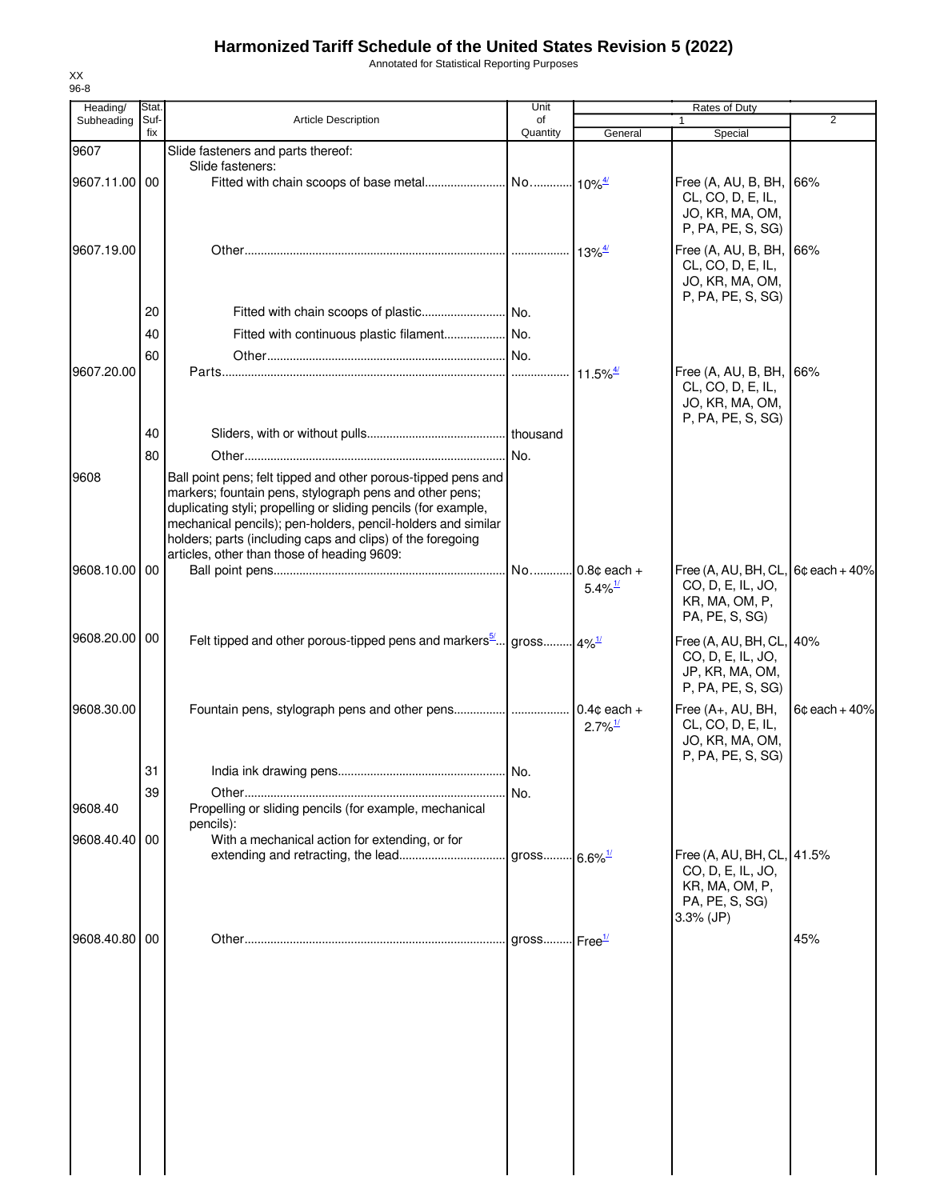# Harmonized Tariff Schedule of the United States Revision 5 (2022)

Annotated for Statistical Reporting Purposes

XX
96-8

| Heading/ Subheading | Stat. Suf-fix | Article Description | Unit of Quantity | Rates of Duty 1 General | Special | 2 |
|---|---|---|---|---|---|---|
| 9607 | | Slide fasteners and parts thereof: | | | | |
| | | Slide fasteners: | | | | |
| 9607.11.00 | 00 | Fitted with chain scoops of base metal | No. | 10%[4/] | Free (A, AU, B, BH, CL, CO, D, E, IL, JO, KR, MA, OM, P, PA, PE, S, SG) | 66% |
| 9607.19.00 | | Other | | 13%[4/] | Free (A, AU, B, BH, CL, CO, D, E, IL, JO, KR, MA, OM, P, PA, PE, S, SG) | 66% |
| | 20 | Fitted with chain scoops of plastic | No. | | | |
| | 40 | Fitted with continuous plastic filament | No. | | | |
| | 60 | Other | No. | | | |
| 9607.20.00 | | Parts | | 11.5%[4/] | Free (A, AU, B, BH, CL, CO, D, E, IL, JO, KR, MA, OM, P, PA, PE, S, SG) | 66% |
| | 40 | Sliders, with or without pulls | thousand | | | |
| | 80 | Other | No. | | | |
| 9608 | | Ball point pens; felt tipped and other porous-tipped pens and markers; fountain pens, stylograph pens and other pens; duplicating styli; propelling or sliding pencils (for example, mechanical pencils); pen-holders, pencil-holders and similar holders; parts (including caps and clips) of the foregoing articles, other than those of heading 9609: | | | | |
| 9608.10.00 | 00 | Ball point pens | No. | 0.8¢ each + 5.4%[1/] | Free (A, AU, BH, CL, CO, D, E, IL, JO, KR, MA, OM, P, PA, PE, S, SG) | 6¢ each + 40% |
| 9608.20.00 | 00 | Felt tipped and other porous-tipped pens and markers[5/] | gross | 4%[1/] | Free (A, AU, BH, CL, CO, D, E, IL, JO, JP, KR, MA, OM, P, PA, PE, S, SG) | 40% |
| 9608.30.00 | | Fountain pens, stylograph pens and other pens | | 0.4¢ each + 2.7%[1/] | Free (A+, AU, BH, CL, CO, D, E, IL, JO, KR, MA, OM, P, PA, PE, S, SG) | 6¢ each + 40% |
| | 31 | India ink drawing pens | No. | | | |
| | 39 | Other | No. | | | |
| 9608.40 | | Propelling or sliding pencils (for example, mechanical pencils): | | | | |
| 9608.40.40 | 00 | With a mechanical action for extending, or for extending and retracting, the lead | gross | 6.6%[1/] | Free (A, AU, BH, CL, CO, D, E, IL, JO, KR, MA, OM, P, PA, PE, S, SG) 3.3% (JP) | 41.5% |
| 9608.40.80 | 00 | Other | gross | Free[1/] | | 45% |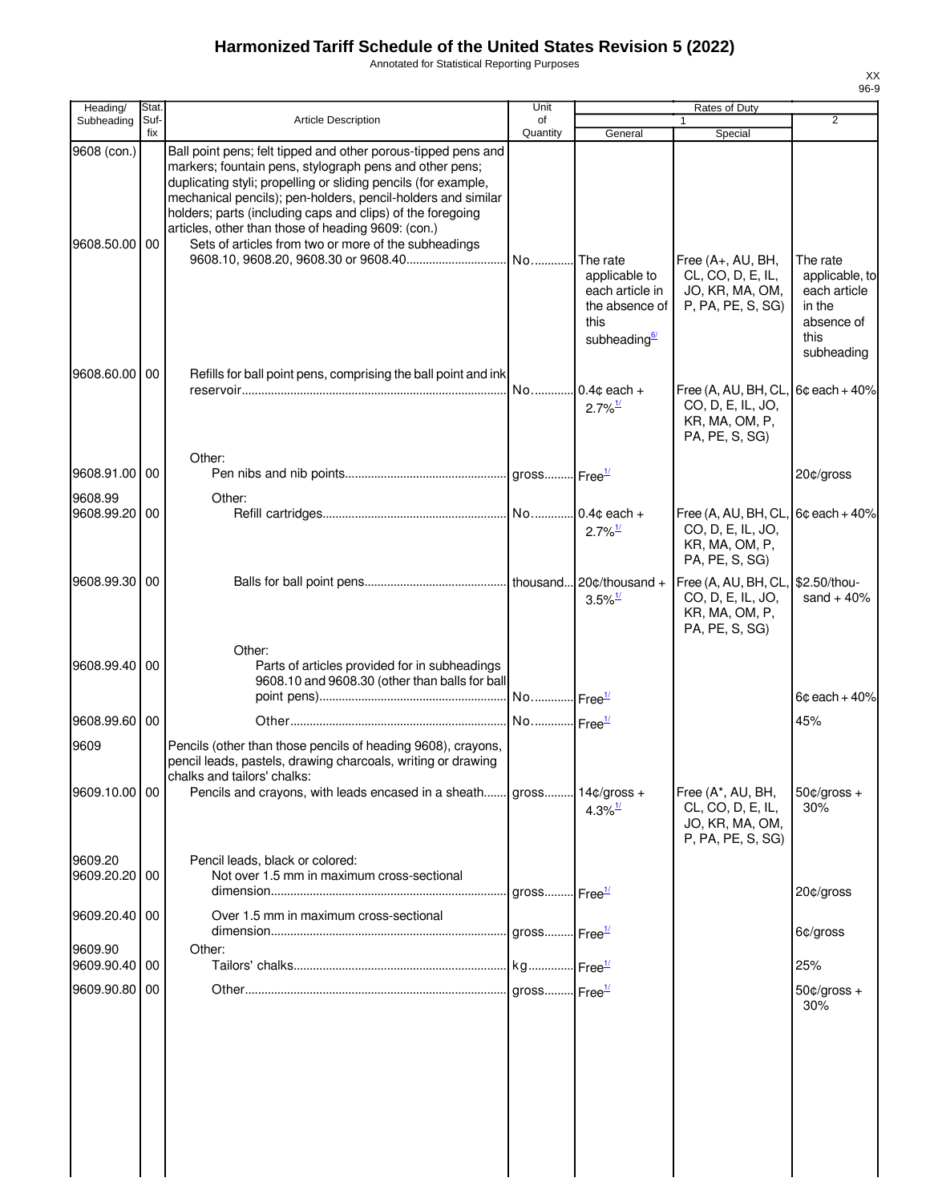# Harmonized Tariff Schedule of the United States Revision 5 (2022)

Annotated for Statistical Reporting Purposes

XX
96-9

| Heading/ Subheading | Stat. Suf- fix | Article Description | Unit of Quantity | Rates of Duty 1 General | Special | 2 |
|---|---|---|---|---|---|---|
| 9608 (con.) | | Ball point pens; felt tipped and other porous-tipped pens and markers; fountain pens, stylograph pens and other pens; duplicating styli; propelling or sliding pencils (for example, mechanical pencils); pen-holders, pencil-holders and similar holders; parts (including caps and clips) of the foregoing articles, other than those of heading 9609: (con.) | | | | |
| 9608.50.00 | 00 | Sets of articles from two or more of the subheadings 9608.10, 9608.20, 9608.30 or 9608.40 | No. | The rate applicable to each article in the absence of this subheading[6/] | Free (A+, AU, BH, CL, CO, D, E, IL, JO, KR, MA, OM, P, PA, PE, S, SG) | The rate applicable, to each article in the absence of this subheading |
| 9608.60.00 | 00 | Refills for ball point pens, comprising the ball point and ink reservoir | No. | 0.4¢ each + 2.7%[1/] | Free (A, AU, BH, CL, CO, D, E, IL, JO, KR, MA, OM, P, PA, PE, S, SG) | 6¢ each + 40% |
| | | Other: | | | | |
| 9608.91.00 | 00 | Pen nibs and nib points | gross | Free[1/] | | 20¢/gross |
| 9608.99 | | Other: | | | | |
| 9608.99.20 | 00 | Refill cartridges | No. | 0.4¢ each + 2.7%[1/] | Free (A, AU, BH, CL, CO, D, E, IL, JO, KR, MA, OM, P, PA, PE, S, SG) | 6¢ each + 40% |
| 9608.99.30 | 00 | Balls for ball point pens | thousand | 20¢/thousand + 3.5%[1/] | Free (A, AU, BH, CL, CO, D, E, IL, JO, KR, MA, OM, P, PA, PE, S, SG) | $2.50/thousand + 40% |
| | | Other: | | | | |
| 9608.99.40 | 00 | Parts of articles provided for in subheadings 9608.10 and 9608.30 (other than balls for ball point pens) | No. | Free[1/] | | 6¢ each + 40% |
| 9608.99.60 | 00 | Other | No. | Free[1/] | | 45% |
| 9609 | | Pencils (other than those pencils of heading 9608), crayons, pencil leads, pastels, drawing charcoals, writing or drawing chalks and tailors' chalks: | | | | |
| 9609.10.00 | 00 | Pencils and crayons, with leads encased in a sheath | gross | 14¢/gross + 4.3%[1/] | Free (A*, AU, BH, CL, CO, D, E, IL, JO, KR, MA, OM, P, PA, PE, S, SG) | 50¢/gross + 30% |
| 9609.20 | | Pencil leads, black or colored: | | | | |
| 9609.20.20 | 00 | Not over 1.5 mm in maximum cross-sectional dimension | gross | Free[1/] | | 20¢/gross |
| 9609.20.40 | 00 | Over 1.5 mm in maximum cross-sectional dimension | gross | Free[1/] | | 6¢/gross |
| 9609.90 | | Other: | | | | |
| 9609.90.40 | 00 | Tailors' chalks | kg | Free[1/] | | 25% |
| 9609.90.80 | 00 | Other | gross | Free[1/] | | 50¢/gross + 30% |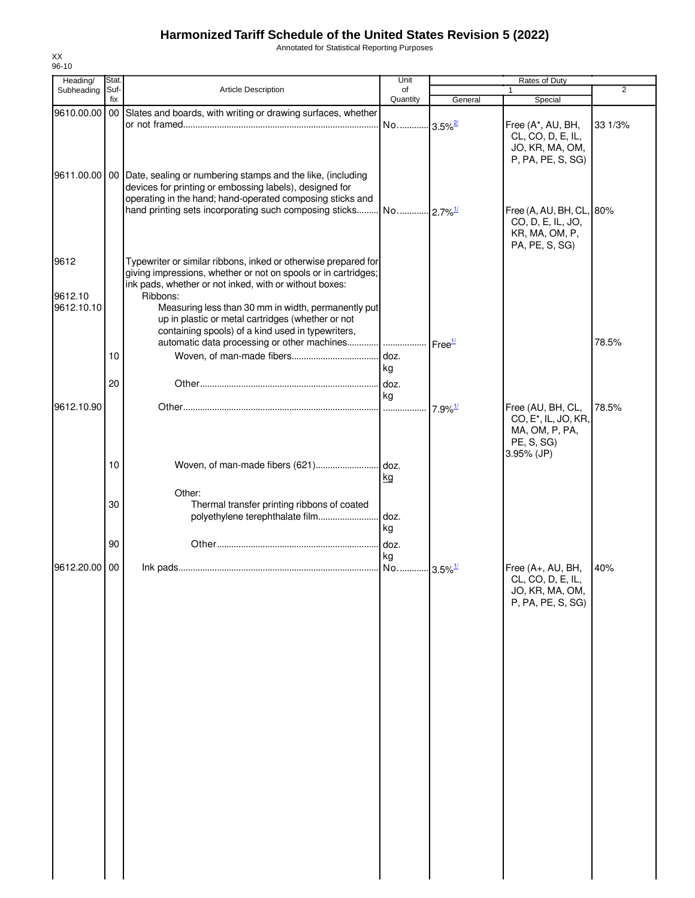# Harmonized Tariff Schedule of the United States Revision 5 (2022)

Annotated for Statistical Reporting Purposes

XX
96-10

| Heading/ Subheading | Stat. Suf- fix | Article Description | Unit of Quantity | Rates of Duty 1 General | Rates of Duty 1 Special | Rates of Duty 2 |
|---|---|---|---|---|---|---|
| 9610.00.00 | 00 | Slates and boards, with writing or drawing surfaces, whether or not framed | No. | 3.5%[2/] | Free (A*, AU, BH, CL, CO, D, E, IL, JO, KR, MA, OM, P, PA, PE, S, SG) | 33 1/3% |
| 9611.00.00 | 00 | Date, sealing or numbering stamps and the like, (including devices for printing or embossing labels), designed for operating in the hand; hand-operated composing sticks and hand printing sets incorporating such composing sticks | No. | 2.7%[1/] | Free (A, AU, BH, CL, CO, D, E, IL, JO, KR, MA, OM, P, PA, PE, S, SG) | 80% |
| 9612 | | Typewriter or similar ribbons, inked or otherwise prepared for giving impressions, whether or not on spools or in cartridges; ink pads, whether or not inked, with or without boxes: | | | | |
| 9612.10 | | Ribbons: | | | | |
| 9612.10.10 | | Measuring less than 30 mm in width, permanently put up in plastic or metal cartridges (whether or not containing spools) of a kind used in typewriters, automatic data processing or other machines | | Free[1/] | | 78.5% |
| | 10 | Woven, of man-made fibers | doz. kg | | | |
| | 20 | Other | doz. kg | | | |
| 9612.10.90 | | Other | | 7.9%[1/] | Free (AU, BH, CL, CO, E*, IL, JO, KR, MA, OM, P, PA, PE, S, SG) 3.95% (JP) | 78.5% |
| | 10 | Woven, of man-made fibers (621) | doz. kg | | | |
| | | Other: | | | | |
| | 30 | Thermal transfer printing ribbons of coated polyethylene terephthalate film | doz. kg | | | |
| | 90 | Other | doz. kg | | | |
| 9612.20.00 | 00 | Ink pads | No. | 3.5%[1/] | Free (A+, AU, BH, CL, CO, D, E, IL, JO, KR, MA, OM, P, PA, PE, S, SG) | 40% |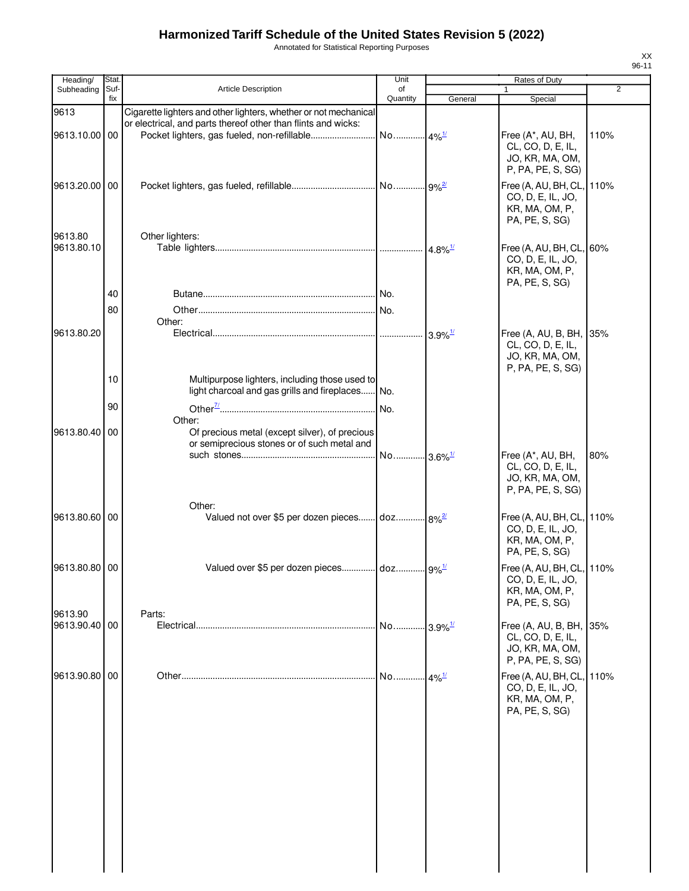# Harmonized Tariff Schedule of the United States Revision 5 (2022)

Annotated for Statistical Reporting Purposes

| Heading/ Subheading | Stat. Suf- fix | Article Description | Unit of Quantity | Rates of Duty 1 General | Special | 2 |
|---|---|---|---|---|---|---|
| 9613 | | Cigarette lighters and other lighters, whether or not mechanical or electrical, and parts thereof other than flints and wicks: | | | | |
| 9613.10.00 | 00 | Pocket lighters, gas fueled, non-refillable | No. | 4%[1/] | Free (A*, AU, BH, CL, CO, D, E, IL, JO, KR, MA, OM, P, PA, PE, S, SG) | 110% |
| 9613.20.00 | 00 | Pocket lighters, gas fueled, refillable | No. | 9%[2/] | Free (A, AU, BH, CL, CO, D, E, IL, JO, KR, MA, OM, P, PA, PE, S, SG) | 110% |
| 9613.80 | | Other lighters: | | | | |
| 9613.80.10 | | Table lighters | | 4.8%[1/] | Free (A, AU, BH, CL, CO, D, E, IL, JO, KR, MA, OM, P, PA, PE, S, SG) | 60% |
| | 40 | Butane | No. | | | |
| | 80 | Other | No. | | | |
| | | Other: | | | | |
| 9613.80.20 | | Electrical | | 3.9%[1/] | Free (A, AU, B, BH, CL, CO, D, E, IL, JO, KR, MA, OM, P, PA, PE, S, SG) | 35% |
| | 10 | Multipurpose lighters, including those used to light charcoal and gas grills and fireplaces | No. | | | |
| | 90 | Other[7/] | No. | | | |
| | | Other: | | | | |
| 9613.80.40 | 00 | Of precious metal (except silver), of precious or semiprecious stones or of such metal and such stones | No. | 3.6%[1/] | Free (A*, AU, BH, CL, CO, D, E, IL, JO, KR, MA, OM, P, PA, PE, S, SG) | 80% |
| | | Other: | | | | |
| 9613.80.60 | 00 | Valued not over $5 per dozen pieces | doz. | 8%[2/] | Free (A, AU, BH, CL, CO, D, E, IL, JO, KR, MA, OM, P, PA, PE, S, SG) | 110% |
| 9613.80.80 | 00 | Valued over $5 per dozen pieces | doz. | 9%[1/] | Free (A, AU, BH, CL, CO, D, E, IL, JO, KR, MA, OM, P, PA, PE, S, SG) | 110% |
| 9613.90 | | Parts: | | | | |
| 9613.90.40 | 00 | Electrical | No. | 3.9%[1/] | Free (A, AU, B, BH, CL, CO, D, E, IL, JO, KR, MA, OM, P, PA, PE, S, SG) | 35% |
| 9613.90.80 | 00 | Other | No. | 4%[1/] | Free (A, AU, BH, CL, CO, D, E, IL, JO, KR, MA, OM, P, PA, PE, S, SG) | 110% |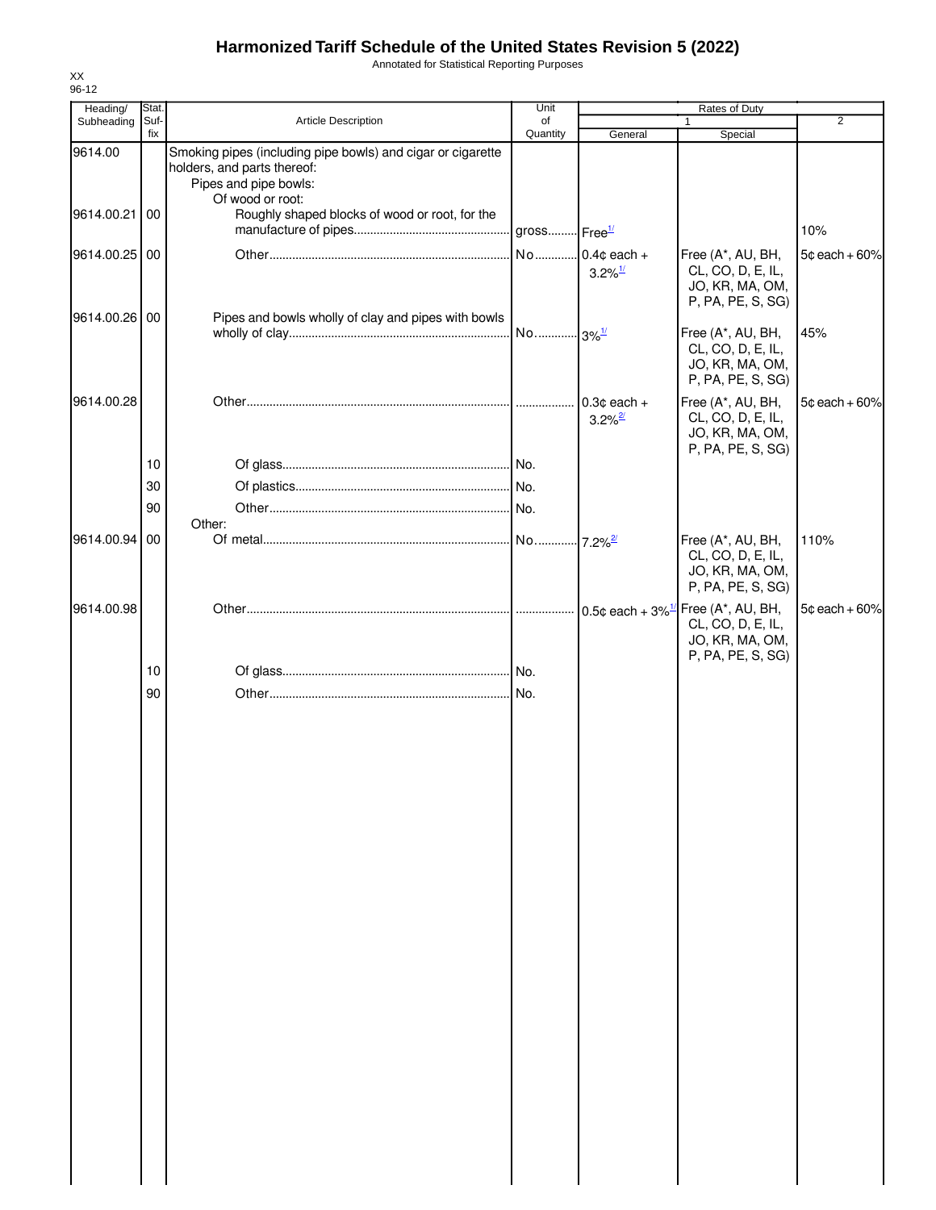# Harmonized Tariff Schedule of the United States Revision 5 (2022)

Annotated for Statistical Reporting Purposes

| Heading/ Subheading | Stat. Suf-fix | Article Description | Unit of Quantity | Rates of Duty 1 General | Rates of Duty 1 Special | Rates of Duty 2 |
|---|---|---|---|---|---|---|
| 9614.00 | | Smoking pipes (including pipe bowls) and cigar or cigarette holders, and parts thereof: | | | | |
| | | Pipes and pipe bowls: | | | | |
| | | Of wood or root: | | | | |
| 9614.00.21 | 00 | Roughly shaped blocks of wood or root, for the manufacture of pipes | gross | Free[1/] | | 10% |
| 9614.00.25 | 00 | Other | No | 0.4¢ each + 3.2%[1/] | Free (A*, AU, BH, CL, CO, D, E, IL, JO, KR, MA, OM, P, PA, PE, S, SG) | 5¢ each + 60% |
| 9614.00.26 | 00 | Pipes and bowls wholly of clay and pipes with bowls wholly of clay | No | 3%[1/] | Free (A*, AU, BH, CL, CO, D, E, IL, JO, KR, MA, OM, P, PA, PE, S, SG) | 45% |
| 9614.00.28 | | Other | | 0.3¢ each + 3.2%[2/] | Free (A*, AU, BH, CL, CO, D, E, IL, JO, KR, MA, OM, P, PA, PE, S, SG) | 5¢ each + 60% |
| | 10 | Of glass | No. | | | |
| | 30 | Of plastics | No. | | | |
| | 90 | Other | No. | | | |
| | | Other: | | | | |
| 9614.00.94 | 00 | Of metal | No | 7.2%[2/] | Free (A*, AU, BH, CL, CO, D, E, IL, JO, KR, MA, OM, P, PA, PE, S, SG) | 110% |
| 9614.00.98 | | Other | | 0.5¢ each + 3%[1/] | Free (A*, AU, BH, CL, CO, D, E, IL, JO, KR, MA, OM, P, PA, PE, S, SG) | 5¢ each + 60% |
| | 10 | Of glass | No. | | | |
| | 90 | Other | No. | | | |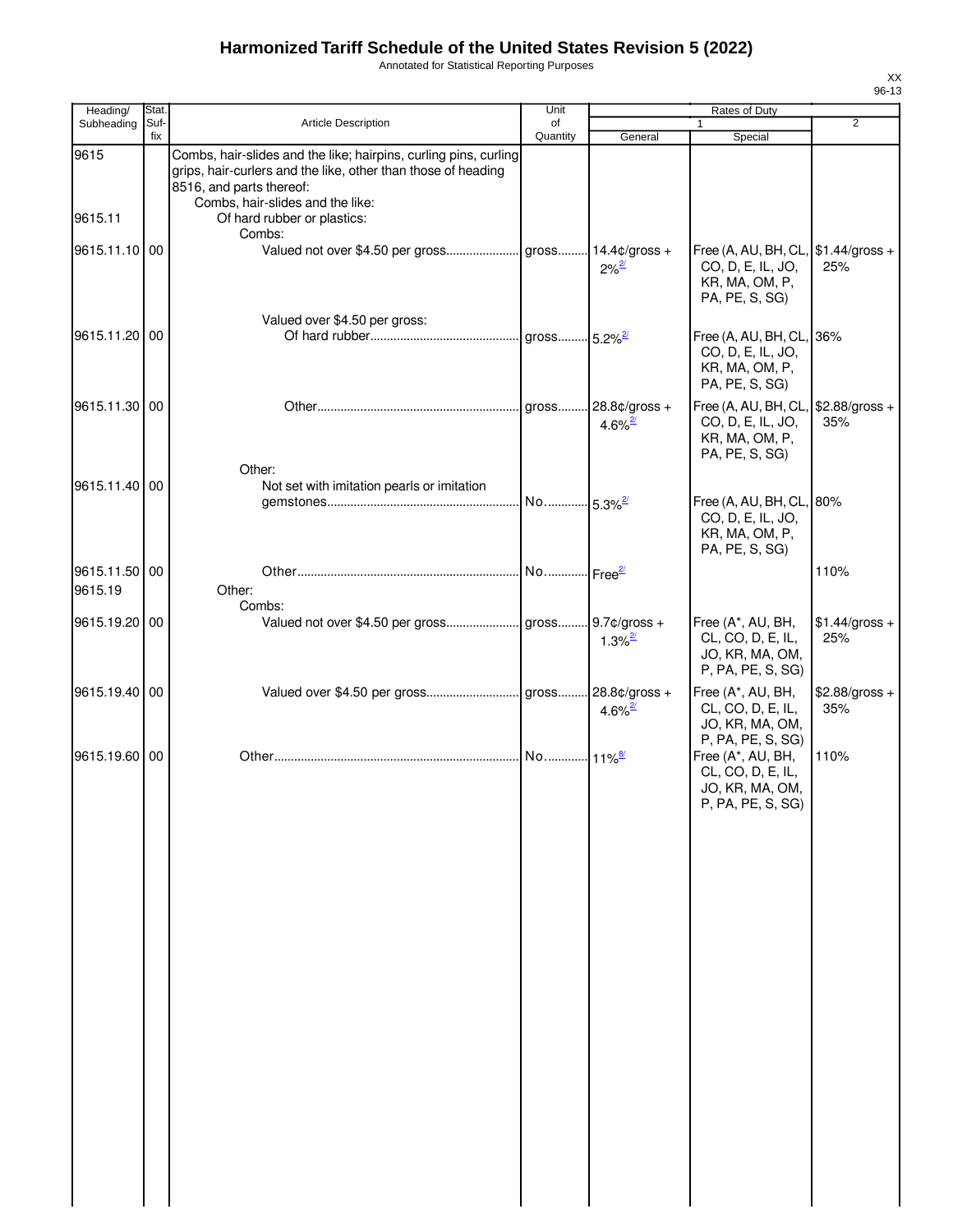# Harmonized Tariff Schedule of the United States Revision 5 (2022)

Annotated for Statistical Reporting Purposes

XX
96-13

| Heading/ Subheading | Stat. Suf- fix | Article Description | Unit of Quantity | Rates of Duty 1 General | Special | 2 |
|---|---|---|---|---|---|---|
| 9615 | | Combs, hair-slides and the like; hairpins, curling pins, curling grips, hair-curlers and the like, other than those of heading 8516, and parts thereof: | | | | |
| | | Combs, hair-slides and the like: | | | | |
| 9615.11 | | Of hard rubber or plastics: | | | | |
| | | Combs: | | | | |
| 9615.11.10 | 00 | Valued not over $4.50 per gross | gross | 14.4¢/gross + 2%[2/] | Free (A, AU, BH, CL, CO, D, E, IL, JO, KR, MA, OM, P, PA, PE, S, SG) | $1.44/gross + 25% |
| | | Valued over $4.50 per gross: | | | | |
| 9615.11.20 | 00 | Of hard rubber | gross | 5.2%[2/] | Free (A, AU, BH, CL, CO, D, E, IL, JO, KR, MA, OM, P, PA, PE, S, SG) | 36% |
| 9615.11.30 | 00 | Other | gross | 28.8¢/gross + 4.6%[2/] | Free (A, AU, BH, CL, CO, D, E, IL, JO, KR, MA, OM, P, PA, PE, S, SG) | $2.88/gross + 35% |
| | | Other: | | | | |
| 9615.11.40 | 00 | Not set with imitation pearls or imitation gemstones | No. | 5.3%[2/] | Free (A, AU, BH, CL, CO, D, E, IL, JO, KR, MA, OM, P, PA, PE, S, SG) | 80% |
| 9615.11.50 | 00 | Other | No. | Free[2/] | | 110% |
| 9615.19 | | Other: | | | | |
| | | Combs: | | | | |
| 9615.19.20 | 00 | Valued not over $4.50 per gross | gross | 9.7¢/gross + 1.3%[2/] | Free (A*, AU, BH, CL, CO, D, E, IL, JO, KR, MA, OM, P, PA, PE, S, SG) | $1.44/gross + 25% |
| 9615.19.40 | 00 | Valued over $4.50 per gross | gross | 28.8¢/gross + 4.6%[2/] | Free (A*, AU, BH, CL, CO, D, E, IL, JO, KR, MA, OM, P, PA, PE, S, SG) | $2.88/gross + 35% |
| 9615.19.60 | 00 | Other | No. | 11%[8/] | Free (A*, AU, BH, CL, CO, D, E, IL, JO, KR, MA, OM, P, PA, PE, S, SG) | 110% |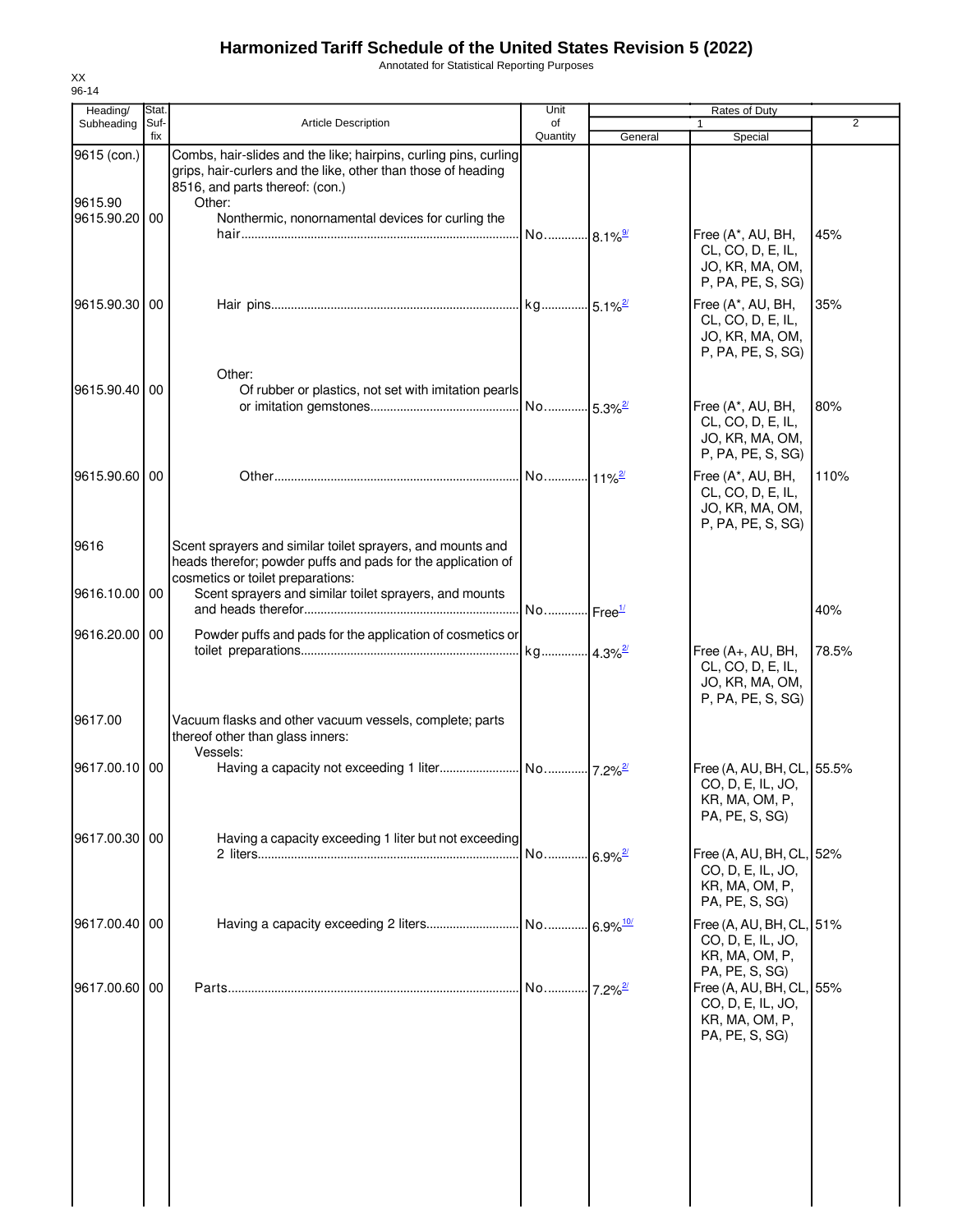# Harmonized Tariff Schedule of the United States Revision 5 (2022)

Annotated for Statistical Reporting Purposes

XX
96-14

| Heading/ Subheading | Stat. Suf- fix | Article Description | Unit of Quantity | Rates of Duty 1 General | Special | 2 |
|---|---|---|---|---|---|---|
| 9615 (con.) | | Combs, hair-slides and the like; hairpins, curling pins, curling grips, hair-curlers and the like, other than those of heading 8516, and parts thereof: (con.) | | | | |
| 9615.90 | | Other: | | | | |
| 9615.90.20 | 00 | Nonthermic, nonornamental devices for curling the hair | No. | 8.1%[9/] | Free (A*, AU, BH, CL, CO, D, E, IL, JO, KR, MA, OM, P, PA, PE, S, SG) | 45% |
| 9615.90.30 | 00 | Hair pins | kg | 5.1%[2/] | Free (A*, AU, BH, CL, CO, D, E, IL, JO, KR, MA, OM, P, PA, PE, S, SG) | 35% |
| | | Other: | | | | |
| 9615.90.40 | 00 | Of rubber or plastics, not set with imitation pearls or imitation gemstones | No. | 5.3%[2/] | Free (A*, AU, BH, CL, CO, D, E, IL, JO, KR, MA, OM, P, PA, PE, S, SG) | 80% |
| 9615.90.60 | 00 | Other | No. | 11%[2/] | Free (A*, AU, BH, CL, CO, D, E, IL, JO, KR, MA, OM, P, PA, PE, S, SG) | 110% |
| 9616 | | Scent sprayers and similar toilet sprayers, and mounts and heads therefor; powder puffs and pads for the application of cosmetics or toilet preparations: | | | | |
| 9616.10.00 | 00 | Scent sprayers and similar toilet sprayers, and mounts and heads therefor | No. | Free[1/] | | 40% |
| 9616.20.00 | 00 | Powder puffs and pads for the application of cosmetics or toilet preparations | kg | 4.3%[2/] | Free (A+, AU, BH, CL, CO, D, E, IL, JO, KR, MA, OM, P, PA, PE, S, SG) | 78.5% |
| 9617.00 | | Vacuum flasks and other vacuum vessels, complete; parts thereof other than glass inners: | | | | |
| | | Vessels: | | | | |
| 9617.00.10 | 00 | Having a capacity not exceeding 1 liter | No. | 7.2%[2/] | Free (A, AU, BH, CL, CO, D, E, IL, JO, KR, MA, OM, P, PA, PE, S, SG) | 55.5% |
| 9617.00.30 | 00 | Having a capacity exceeding 1 liter but not exceeding 2 liters | No. | 6.9%[2/] | Free (A, AU, BH, CL, CO, D, E, IL, JO, KR, MA, OM, P, PA, PE, S, SG) | 52% |
| 9617.00.40 | 00 | Having a capacity exceeding 2 liters | No. | 6.9%[10/] | Free (A, AU, BH, CL, CO, D, E, IL, JO, KR, MA, OM, P, PA, PE, S, SG) | 51% |
| 9617.00.60 | 00 | Parts | No. | 7.2%[2/] | Free (A, AU, BH, CL, CO, D, E, IL, JO, KR, MA, OM, P, PA, PE, S, SG) | 55% |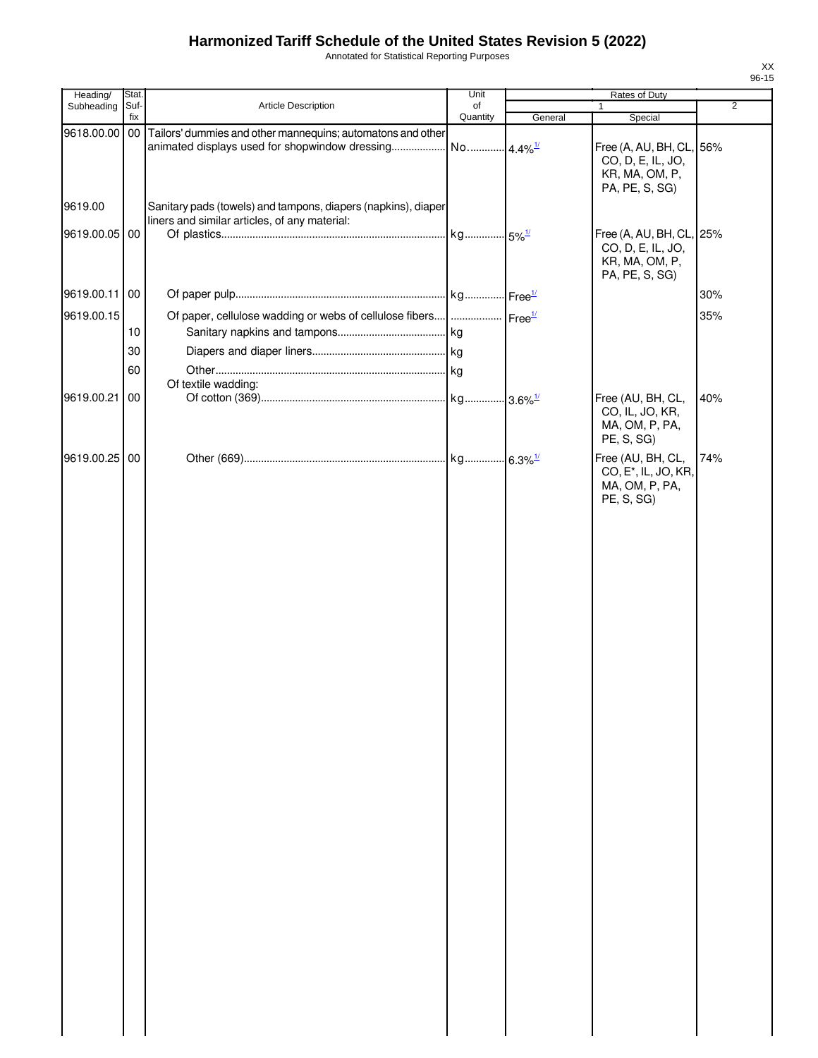# Harmonized Tariff Schedule of the United States Revision 5 (2022)

Annotated for Statistical Reporting Purposes

XX
96-15

| Heading/ Subheading | Stat. Suf- fix | Article Description | Unit of Quantity | Rates of Duty 1 General | Special | 2 |
|---|---|---|---|---|---|---|
| 9618.00.00 | 00 | Tailors' dummies and other mannequins; automatons and other animated displays used for shopwindow dressing | No. | 4.4%[1/] | Free (A, AU, BH, CL, CO, D, E, IL, JO, KR, MA, OM, P, PA, PE, S, SG) | 56% |
| 9619.00 | | Sanitary pads (towels) and tampons, diapers (napkins), diaper liners and similar articles, of any material: | | | | |
| 9619.00.05 | 00 | Of plastics | kg | 5%[1/] | Free (A, AU, BH, CL, CO, D, E, IL, JO, KR, MA, OM, P, PA, PE, S, SG) | 25% |
| 9619.00.11 | 00 | Of paper pulp | kg | Free[1/] | | 30% |
| 9619.00.15 | | Of paper, cellulose wadding or webs of cellulose fibers | | Free[1/] | | 35% |
| | 10 | Sanitary napkins and tampons | kg | | | |
| | 30 | Diapers and diaper liners | kg | | | |
| | 60 | Other | kg | | | |
| | | Of textile wadding: | | | | |
| 9619.00.21 | 00 | Of cotton (369) | kg | 3.6%[1/] | Free (AU, BH, CL, CO, IL, JO, KR, MA, OM, P, PA, PE, S, SG) | 40% |
| 9619.00.25 | 00 | Other (669) | kg | 6.3%[1/] | Free (AU, BH, CL, CO, E*, IL, JO, KR, MA, OM, P, PA, PE, S, SG) | 74% |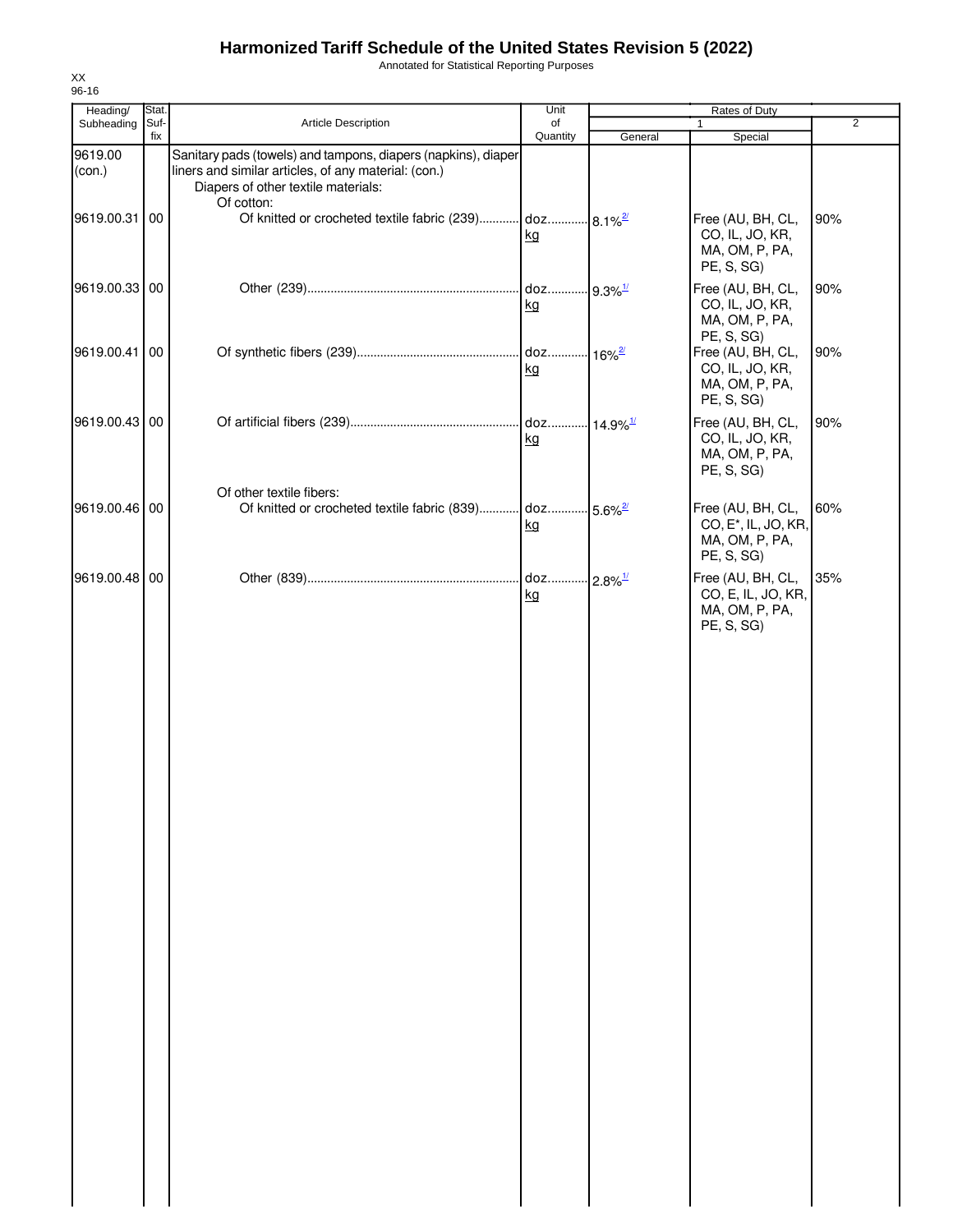# Harmonized Tariff Schedule of the United States Revision 5 (2022)

Annotated for Statistical Reporting Purposes

XX
96-16

| Heading/ Subheading | Stat. Suf- fix | Article Description | Unit of Quantity | Rates of Duty 1 General | Special | 2 |
|---|---|---|---|---|---|---|
| 9619.00 (con.) | | Sanitary pads (towels) and tampons, diapers (napkins), diaper liners and similar articles, of any material: (con.) | | | | |
| | | Diapers of other textile materials: | | | | |
| | | Of cotton: | | | | |
| 9619.00.31 | 00 | Of knitted or crocheted textile fabric (239) | doz. kg | 8.1%[2/] | Free (AU, BH, CL, CO, IL, JO, KR, MA, OM, P, PA, PE, S, SG) | 90% |
| 9619.00.33 | 00 | Other (239) | doz. kg | 9.3%[1/] | Free (AU, BH, CL, CO, IL, JO, KR, MA, OM, P, PA, PE, S, SG) | 90% |
| 9619.00.41 | 00 | Of synthetic fibers (239) | doz. kg | 16%[2/] | Free (AU, BH, CL, CO, IL, JO, KR, MA, OM, P, PA, PE, S, SG) | 90% |
| 9619.00.43 | 00 | Of artificial fibers (239) | doz. kg | 14.9%[1/] | Free (AU, BH, CL, CO, IL, JO, KR, MA, OM, P, PA, PE, S, SG) | 90% |
| | | Of other textile fibers: | | | | |
| 9619.00.46 | 00 | Of knitted or crocheted textile fabric (839) | doz. kg | 5.6%[2/] | Free (AU, BH, CL, CO, E*, IL, JO, KR, MA, OM, P, PA, PE, S, SG) | 60% |
| 9619.00.48 | 00 | Other (839) | doz. kg | 2.8%[1/] | Free (AU, BH, CL, CO, E, IL, JO, KR, MA, OM, P, PA, PE, S, SG) | 35% |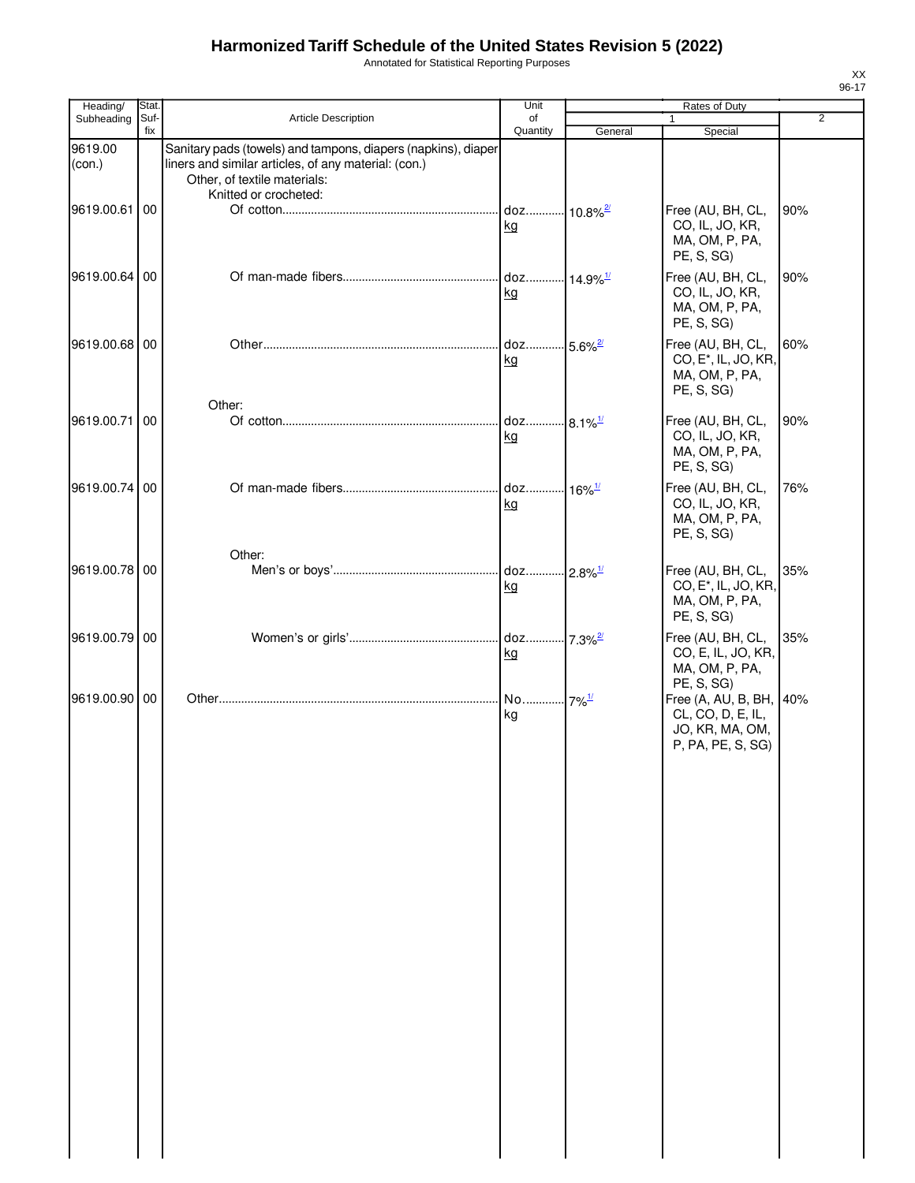# Harmonized Tariff Schedule of the United States Revision 5 (2022)

Annotated for Statistical Reporting Purposes

XX
96-17

| Heading/ Subheading | Stat. Suf- fix | Article Description | Unit of Quantity | Rates of Duty 1 General | Special | 2 |
|---|---|---|---|---|---|---|
| 9619.00 (con.) | | Sanitary pads (towels) and tampons, diapers (napkins), diaper liners and similar articles, of any material: (con.) | | | | |
| | | Other, of textile materials: | | | | |
| | | Knitted or crocheted: | | | | |
| 9619.00.61 | 00 | Of cotton | doz. kg | 10.8%[2/] | Free (AU, BH, CL, CO, IL, JO, KR, MA, OM, P, PA, PE, S, SG) | 90% |
| 9619.00.64 | 00 | Of man-made fibers | doz. kg | 14.9%[1/] | Free (AU, BH, CL, CO, IL, JO, KR, MA, OM, P, PA, PE, S, SG) | 90% |
| 9619.00.68 | 00 | Other | doz. kg | 5.6%[2/] | Free (AU, BH, CL, CO, E*, IL, JO, KR, MA, OM, P, PA, PE, S, SG) | 60% |
| | | Other: | | | | |
| 9619.00.71 | 00 | Of cotton | doz. kg | 8.1%[1/] | Free (AU, BH, CL, CO, IL, JO, KR, MA, OM, P, PA, PE, S, SG) | 90% |
| 9619.00.74 | 00 | Of man-made fibers | doz. kg | 16%[1/] | Free (AU, BH, CL, CO, IL, JO, KR, MA, OM, P, PA, PE, S, SG) | 76% |
| | | Other: | | | | |
| 9619.00.78 | 00 | Men's or boys' | doz. kg | 2.8%[1/] | Free (AU, BH, CL, CO, E*, IL, JO, KR, MA, OM, P, PA, PE, S, SG) | 35% |
| 9619.00.79 | 00 | Women's or girls' | doz. kg | 7.3%[2/] | Free (AU, BH, CL, CO, E, IL, JO, KR, MA, OM, P, PA, PE, S, SG) | 35% |
| 9619.00.90 | 00 | Other | No. kg | 7%[1/] | Free (A, AU, B, BH, CL, CO, D, E, IL, JO, KR, MA, OM, P, PA, PE, S, SG) | 40% |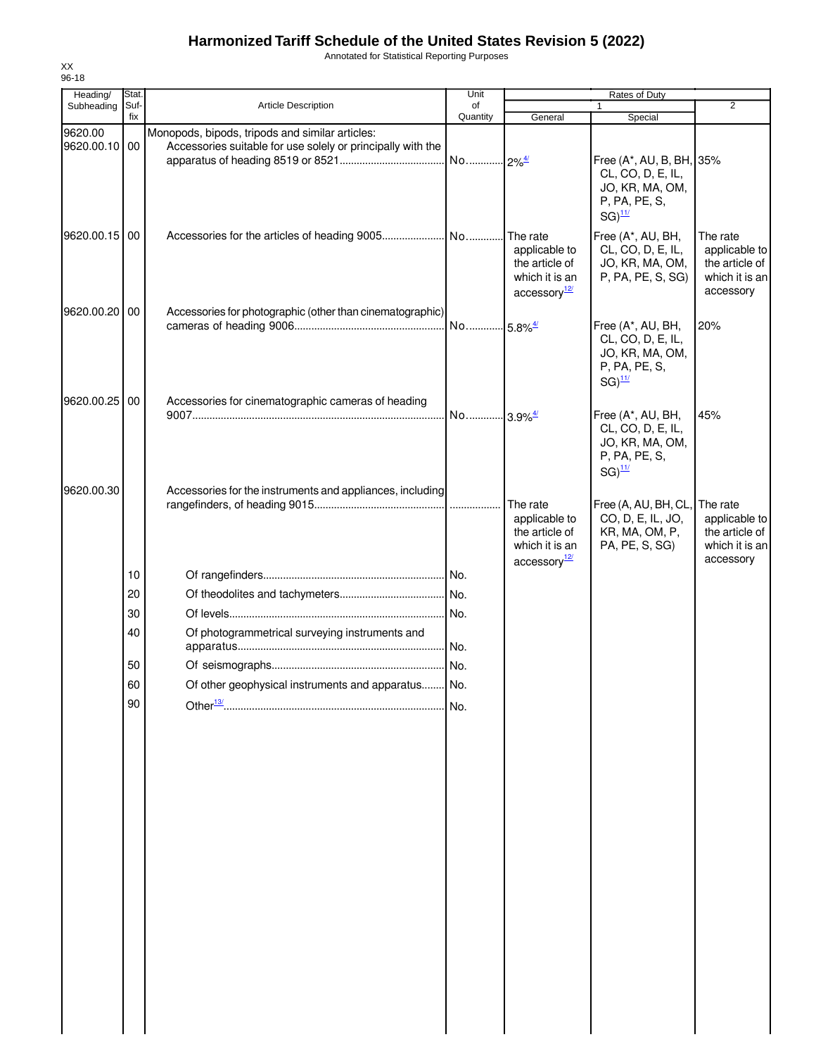# Harmonized Tariff Schedule of the United States Revision 5 (2022)

Annotated for Statistical Reporting Purposes

XX
96-18

| Heading/ Subheading | Stat. Suf- fix | Article Description | Unit of Quantity | Rates of Duty 1 General | Rates of Duty 1 Special | Rates of Duty 2 |
|---|---|---|---|---|---|---|
| 9620.00 | | Monopods, bipods, tripods and similar articles: | | | | |
| 9620.00.10 | 00 | Accessories suitable for use solely or principally with the apparatus of heading 8519 or 8521 | No. | 2%[4/] | Free (A*, AU, B, BH, CL, CO, D, E, IL, JO, KR, MA, OM, P, PA, PE, S, SG)[11/] | 35% |
| 9620.00.15 | 00 | Accessories for the articles of heading 9005 | No. | The rate applicable to the article of which it is an accessory[12/] | Free (A*, AU, BH, CL, CO, D, E, IL, JO, KR, MA, OM, P, PA, PE, S, SG) | The rate applicable to the article of which it is an accessory |
| 9620.00.20 | 00 | Accessories for photographic (other than cinematographic) cameras of heading 9006 | No. | 5.8%[4/] | Free (A*, AU, BH, CL, CO, D, E, IL, JO, KR, MA, OM, P, PA, PE, S, SG)[11/] | 20% |
| 9620.00.25 | 00 | Accessories for cinematographic cameras of heading 9007 | No. | 3.9%[4/] | Free (A*, AU, BH, CL, CO, D, E, IL, JO, KR, MA, OM, P, PA, PE, S, SG)[11/] | 45% |
| 9620.00.30 | | Accessories for the instruments and appliances, including rangefinders, of heading 9015 | | The rate applicable to the article of which it is an accessory[12/] | Free (A, AU, BH, CL, CO, D, E, IL, JO, KR, MA, OM, P, PA, PE, S, SG) | The rate applicable to the article of which it is an accessory |
| | 10 | Of rangefinders | No. | | | |
| | 20 | Of theodolites and tachymeters | No. | | | |
| | 30 | Of levels | No. | | | |
| | 40 | Of photogrammetrical surveying instruments and apparatus | No. | | | |
| | 50 | Of seismographs | No. | | | |
| | 60 | Of other geophysical instruments and apparatus | No. | | | |
| | 90 | Other[13/] | No. | | | |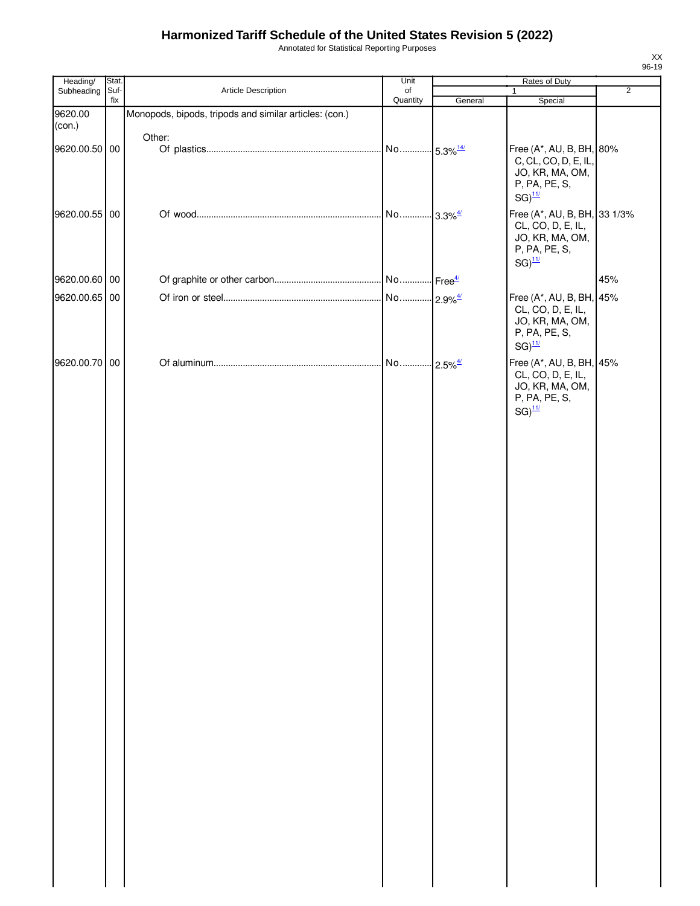# Harmonized Tariff Schedule of the United States Revision 5 (2022)

Annotated for Statistical Reporting Purposes

XX
96-19

| Heading/ Subheading | Stat. Suf- fix | Article Description | Unit of Quantity | Rates of Duty 1 General | Special | 2 |
|---|---|---|---|---|---|---|
| 9620.00 (con.) | | Monopods, bipods, tripods and similar articles: (con.) | | | | |
| | | Other: | | | | |
| 9620.00.50 | 00 | Of plastics | No. | 5.3%[14/] | Free (A*, AU, B, BH, C, CL, CO, D, E, IL, JO, KR, MA, OM, P, PA, PE, S, SG)[11/] | 80% |
| 9620.00.55 | 00 | Of wood | No. | 3.3%[4/] | Free (A*, AU, B, BH, CL, CO, D, E, IL, JO, KR, MA, OM, P, PA, PE, S, SG)[11/] | 33 1/3% |
| 9620.00.60 | 00 | Of graphite or other carbon | No. | Free[4/] | | 45% |
| 9620.00.65 | 00 | Of iron or steel | No. | 2.9%[4/] | Free (A*, AU, B, BH, CL, CO, D, E, IL, JO, KR, MA, OM, P, PA, PE, S, SG)[11/] | 45% |
| 9620.00.70 | 00 | Of aluminum | No. | 2.5%[4/] | Free (A*, AU, B, BH, CL, CO, D, E, IL, JO, KR, MA, OM, P, PA, PE, S, SG)[11/] | 45% |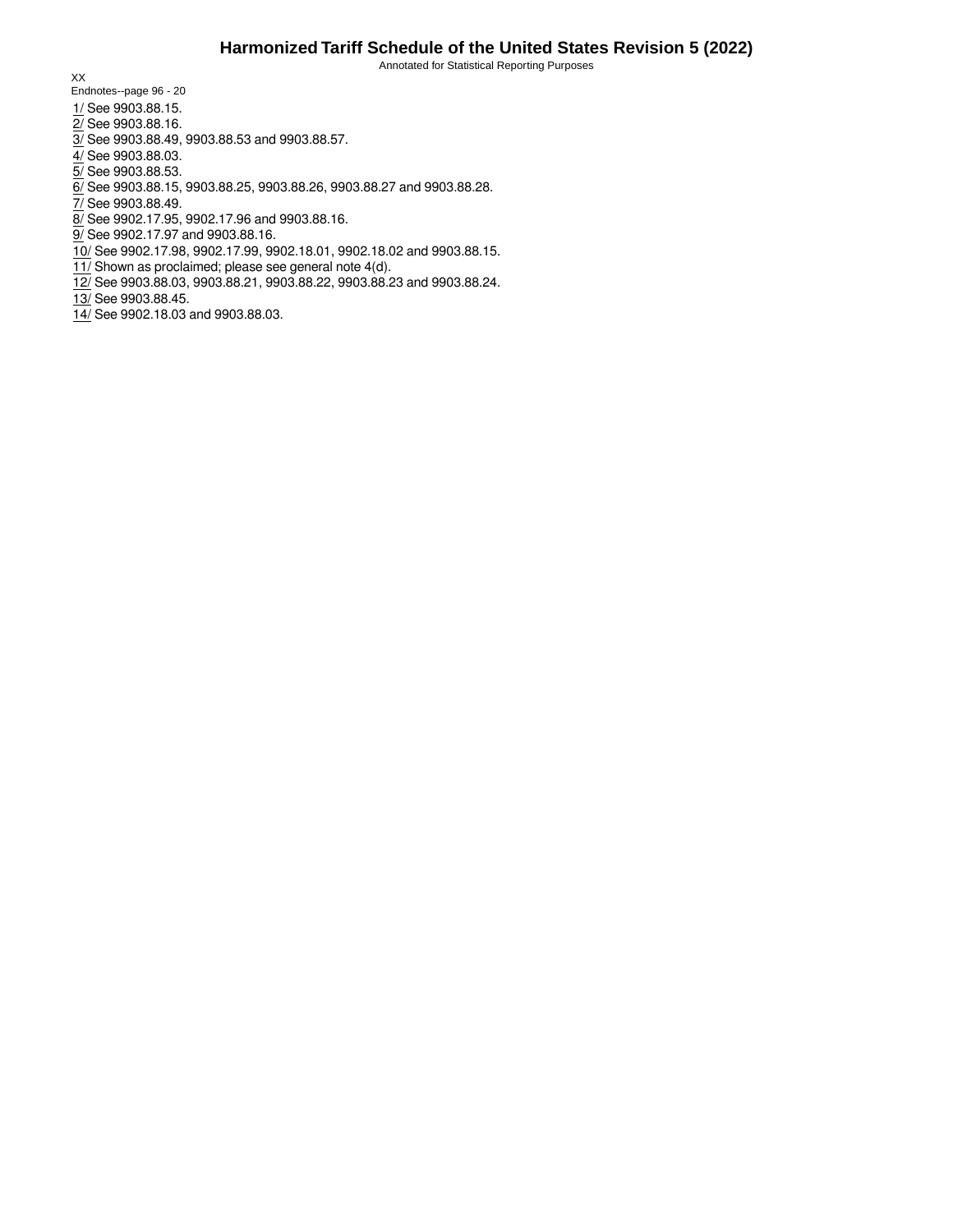XX

Endnotes--page 96 - 20

1/ See 9903.88.15.

2/ See 9903.88.16.

3/ See 9903.88.49, 9903.88.53 and 9903.88.57.

4/ See 9903.88.03.

5/ See 9903.88.53.

6/ See 9903.88.15, 9903.88.25, 9903.88.26, 9903.88.27 and 9903.88.28.

7/ See 9903.88.49.

8/ See 9902.17.95, 9902.17.96 and 9903.88.16.

9/ See 9902.17.97 and 9903.88.16.

10/ See 9902.17.98, 9902.17.99, 9902.18.01, 9902.18.02 and 9903.88.15.

11/ Shown as proclaimed; please see general note 4(d).

12/ See 9903.88.03, 9903.88.21, 9903.88.22, 9903.88.23 and 9903.88.24.

13/ See 9903.88.45.

14/ See 9902.18.03 and 9903.88.03.